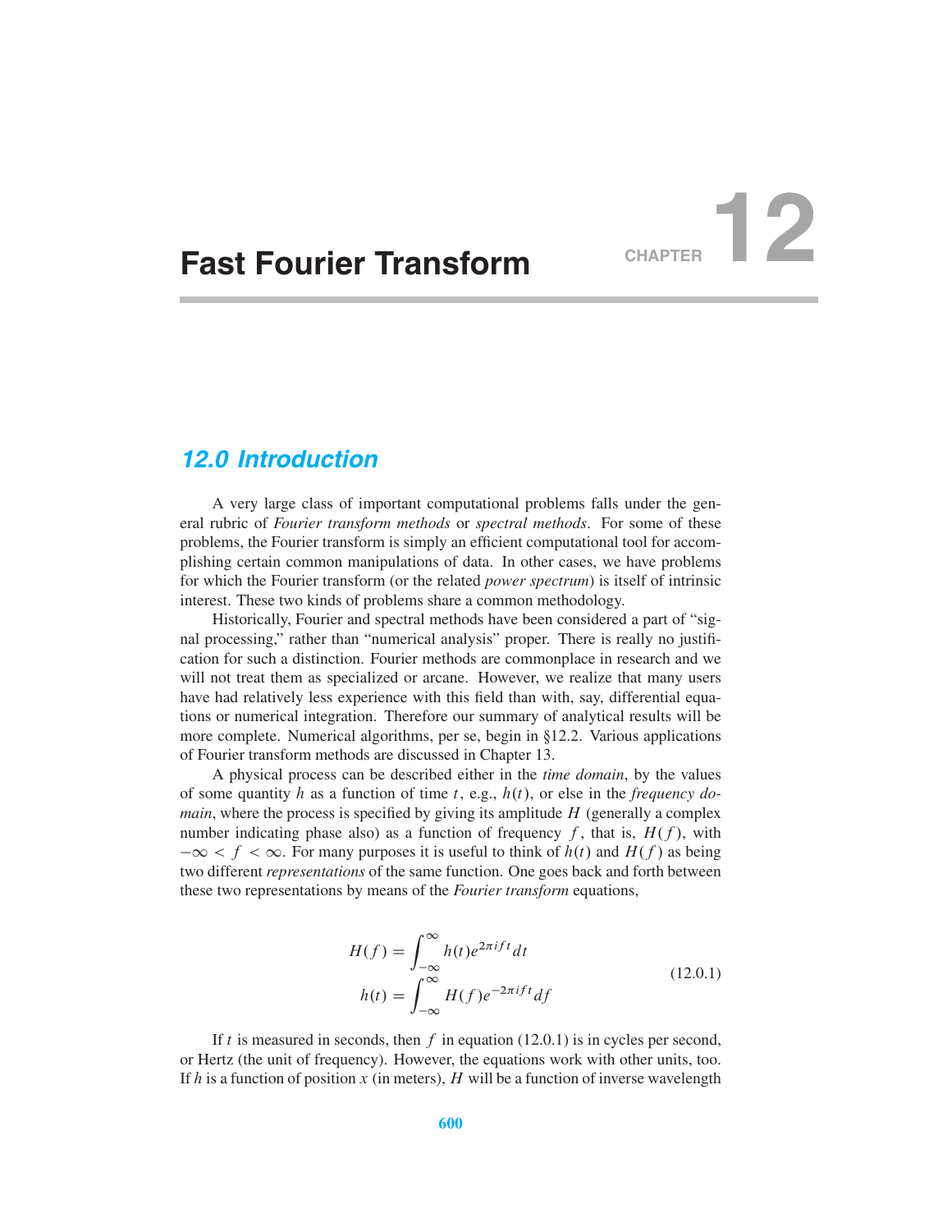# Fast Fourier Transform

CHAPTER 12

## 12.0 Introduction

A very large class of important computational problems falls under the general rubric of *Fourier transform methods* or *spectral methods*. For some of these problems, the Fourier transform is simply an efficient computational tool for accomplishing certain common manipulations of data. In other cases, we have problems for which the Fourier transform (or the related *power spectrum*) is itself of intrinsic interest. These two kinds of problems share a common methodology.

Historically, Fourier and spectral methods have been considered a part of "signal processing," rather than "numerical analysis" proper. There is really no justification for such a distinction. Fourier methods are commonplace in research and we will not treat them as specialized or arcane. However, we realize that many users have had relatively less experience with this field than with, say, differential equations or numerical integration. Therefore our summary of analytical results will be more complete. Numerical algorithms, per se, begin in §12.2. Various applications of Fourier transform methods are discussed in Chapter 13.

A physical process can be described either in the *time domain*, by the values of some quantity $h$ as a function of time $t$, e.g., $h(t)$, or else in the *frequency domain*, where the process is specified by giving its amplitude $H$ (generally a complex number indicating phase also) as a function of frequency $f$, that is, $H(f)$, with $-\infty < f < \infty$. For many purposes it is useful to think of $h(t)$ and $H(f)$ as being two different *representations* of the same function. One goes back and forth between these two representations by means of the *Fourier transform* equations,

$$
\begin{aligned}
H(f) &= \int_{-\infty}^{\infty} h(t) e^{2\pi i f t} dt \\
h(t) &= \int_{-\infty}^{\infty} H(f) e^{-2\pi i f t} df
\end{aligned}
\tag{12.0.1}
$$

If $t$ is measured in seconds, then $f$ in equation (12.0.1) is in cycles per second, or Hertz (the unit of frequency). However, the equations work with other units, too. If $h$ is a function of position $x$ (in meters), $H$ will be a function of inverse wavelength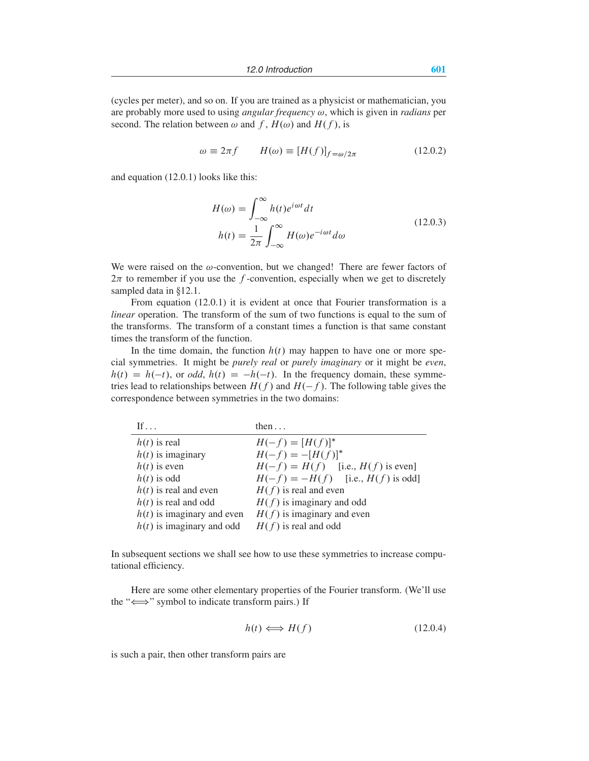(cycles per meter), and so on. If you are trained as a physicist or mathematician, you are probably more used to using *angular frequency* $\omega$, which is given in *radians* per second. The relation between $\omega$ and $f$, $H(\omega)$ and $H(f)$, is

$$\omega \equiv 2\pi f \qquad H(\omega) \equiv [H(f)]_{f=\omega/2\pi} \tag{12.0.2}$$

and equation (12.0.1) looks like this:

$$\begin{aligned} H(\omega) &= \int_{-\infty}^{\infty} h(t) e^{i\omega t} dt \\ h(t) &= \frac{1}{2\pi} \int_{-\infty}^{\infty} H(\omega) e^{-i\omega t} d\omega \end{aligned} \tag{12.0.3}$$

We were raised on the $\omega$-convention, but we changed! There are fewer factors of $2\pi$ to remember if you use the $f$-convention, especially when we get to discretely sampled data in §12.1.

From equation (12.0.1) it is evident at once that Fourier transformation is a *linear* operation. The transform of the sum of two functions is equal to the sum of the transforms. The transform of a constant times a function is that same constant times the transform of the function.

In the time domain, the function $h(t)$ may happen to have one or more special symmetries. It might be *purely real* or *purely imaginary* or it might be *even*, $h(t) = h(-t)$, or *odd*, $h(t) = -h(-t)$. In the frequency domain, these symmetries lead to relationships between $H(f)$ and $H(-f)$. The following table gives the correspondence between symmetries in the two domains:

| If . . . | then . . . |
|---|---|
| $h(t)$ is real | $H(-f) = [H(f)]^*$ |
| $h(t)$ is imaginary | $H(-f) = -[H(f)]^*$ |
| $h(t)$ is even | $H(-f) = H(f)$ [i.e., $H(f)$ is even] |
| $h(t)$ is odd | $H(-f) = -H(f)$ [i.e., $H(f)$ is odd] |
| $h(t)$ is real and even | $H(f)$ is real and even |
| $h(t)$ is real and odd | $H(f)$ is imaginary and odd |
| $h(t)$ is imaginary and even | $H(f)$ is imaginary and even |
| $h(t)$ is imaginary and odd | $H(f)$ is real and odd |

In subsequent sections we shall see how to use these symmetries to increase computational efficiency.

Here are some other elementary properties of the Fourier transform. (We'll use the "$\Longleftrightarrow$" symbol to indicate transform pairs.) If

$$h(t) \Longleftrightarrow H(f) \tag{12.0.4}$$

is such a pair, then other transform pairs are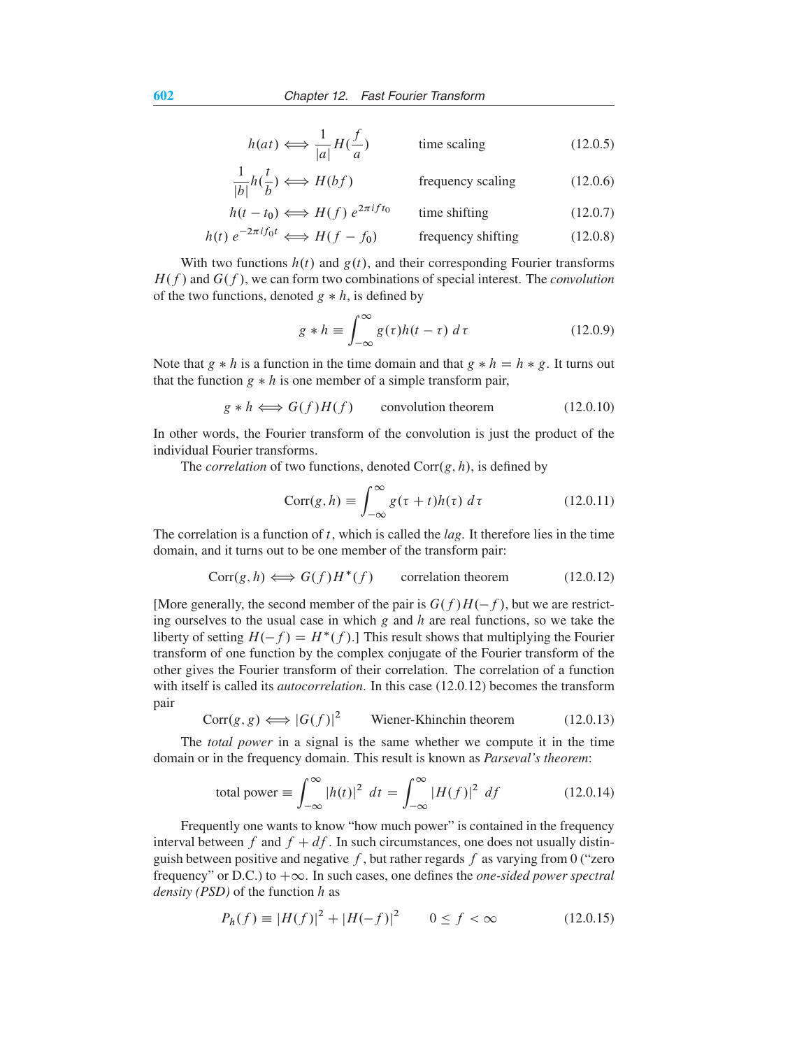$$h(at) \Longleftrightarrow \frac{1}{|a|} H(\frac{f}{a}) \qquad \text{time scaling} \tag{12.0.5}$$

$$\frac{1}{|b|} h(\frac{t}{b}) \Longleftrightarrow H(bf) \qquad \text{frequency scaling} \tag{12.0.6}$$

$$h(t - t_0) \Longleftrightarrow H(f)\, e^{2\pi i f t_0} \qquad \text{time shifting} \tag{12.0.7}$$

$$h(t)\, e^{-2\pi i f_0 t} \Longleftrightarrow H(f - f_0) \qquad \text{frequency shifting} \tag{12.0.8}$$

With two functions $h(t)$ and $g(t)$, and their corresponding Fourier transforms $H(f)$ and $G(f)$, we can form two combinations of special interest. The *convolution* of the two functions, denoted $g * h$, is defined by

$$g * h \equiv \int_{-\infty}^{\infty} g(\tau) h(t - \tau)\, d\tau \tag{12.0.9}$$

Note that $g * h$ is a function in the time domain and that $g * h = h * g$. It turns out that the function $g * h$ is one member of a simple transform pair,

$$g * h \Longleftrightarrow G(f) H(f) \qquad \text{convolution theorem} \tag{12.0.10}$$

In other words, the Fourier transform of the convolution is just the product of the individual Fourier transforms.

The *correlation* of two functions, denoted $\text{Corr}(g, h)$, is defined by

$$\text{Corr}(g, h) \equiv \int_{-\infty}^{\infty} g(\tau + t) h(\tau)\, d\tau \tag{12.0.11}$$

The correlation is a function of $t$, which is called the *lag*. It therefore lies in the time domain, and it turns out to be one member of the transform pair:

$$\text{Corr}(g, h) \Longleftrightarrow G(f) H^*(f) \qquad \text{correlation theorem} \tag{12.0.12}$$

[More generally, the second member of the pair is $G(f)H(-f)$, but we are restricting ourselves to the usual case in which $g$ and $h$ are real functions, so we take the liberty of setting $H(-f) = H^*(f)$.] This result shows that multiplying the Fourier transform of one function by the complex conjugate of the Fourier transform of the other gives the Fourier transform of their correlation. The correlation of a function with itself is called its *autocorrelation*. In this case (12.0.12) becomes the transform pair

$$\text{Corr}(g, g) \Longleftrightarrow |G(f)|^2 \qquad \text{Wiener-Khinchin theorem} \tag{12.0.13}$$

The *total power* in a signal is the same whether we compute it in the time domain or in the frequency domain. This result is known as *Parseval's theorem*:

$$\text{total power} \equiv \int_{-\infty}^{\infty} |h(t)|^2\, dt = \int_{-\infty}^{\infty} |H(f)|^2\, df \tag{12.0.14}$$

Frequently one wants to know "how much power" is contained in the frequency interval between $f$ and $f + df$. In such circumstances, one does not usually distinguish between positive and negative $f$, but rather regards $f$ as varying from 0 ("zero frequency" or D.C.) to $+\infty$. In such cases, one defines the *one-sided power spectral density (PSD)* of the function $h$ as

$$P_h(f) \equiv |H(f)|^2 + |H(-f)|^2 \qquad 0 \le f < \infty \tag{12.0.15}$$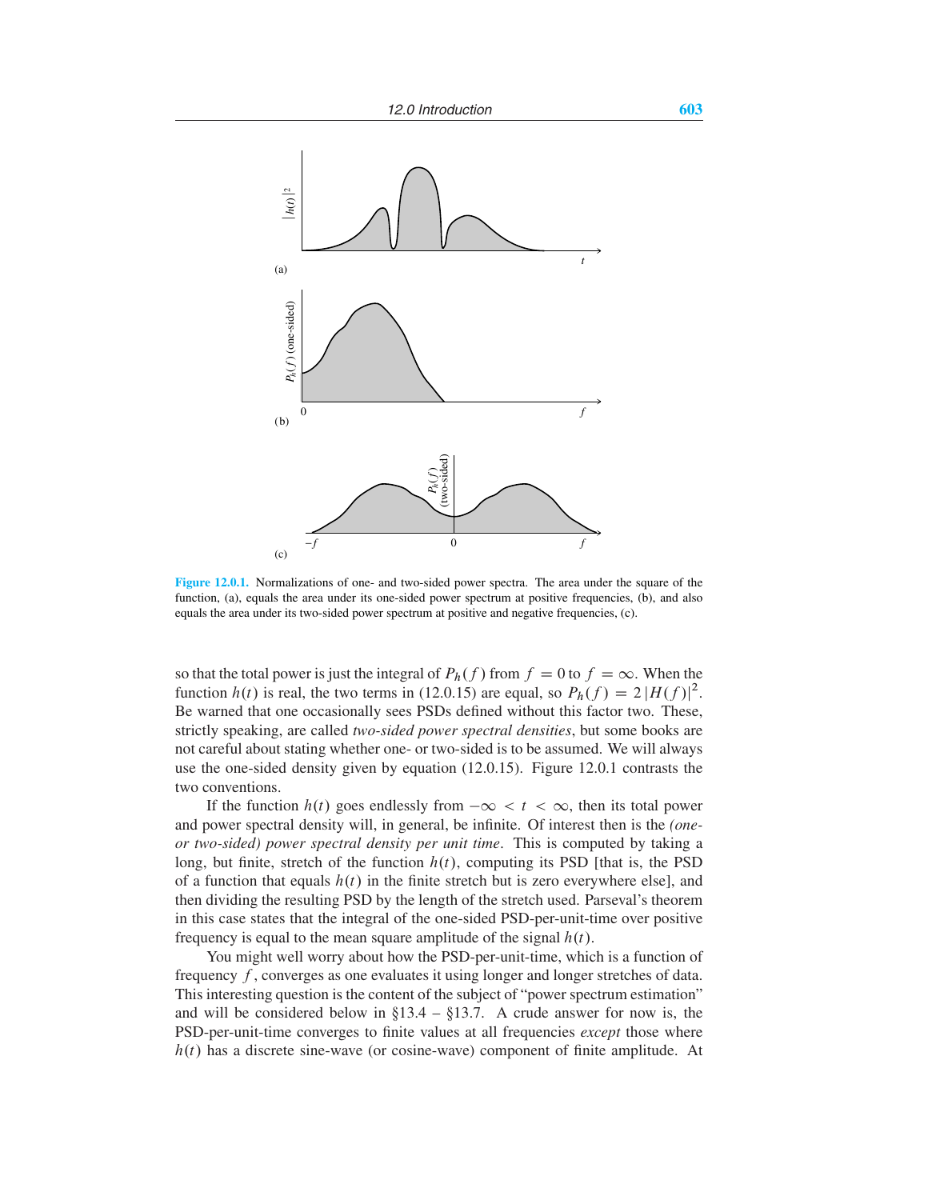$|h(t)|^2$

(a)

$t$

$P_h(f)$ (one-sided)

(b)

0

$f$

$P_h(f)$ (two-sided)

(c)

$-f$

0

$f$

**Figure 12.0.1.** Normalizations of one- and two-sided power spectra. The area under the square of the function, (a), equals the area under its one-sided power spectrum at positive frequencies, (b), and also equals the area under its two-sided power spectrum at positive and negative frequencies, (c).

so that the total power is just the integral of $P_h(f)$ from $f = 0$ to $f = \infty$. When the function $h(t)$ is real, the two terms in (12.0.15) are equal, so $P_h(f) = 2|H(f)|^2$. Be warned that one occasionally sees PSDs defined without this factor two. These, strictly speaking, are called *two-sided power spectral densities*, but some books are not careful about stating whether one- or two-sided is to be assumed. We will always use the one-sided density given by equation (12.0.15). Figure 12.0.1 contrasts the two conventions.

If the function $h(t)$ goes endlessly from $-\infty < t < \infty$, then its total power and power spectral density will, in general, be infinite. Of interest then is the *(one- or two-sided) power spectral density per unit time*. This is computed by taking a long, but finite, stretch of the function $h(t)$, computing its PSD [that is, the PSD of a function that equals $h(t)$ in the finite stretch but is zero everywhere else], and then dividing the resulting PSD by the length of the stretch used. Parseval's theorem in this case states that the integral of the one-sided PSD-per-unit-time over positive frequency is equal to the mean square amplitude of the signal $h(t)$.

You might well worry about how the PSD-per-unit-time, which is a function of frequency $f$, converges as one evaluates it using longer and longer stretches of data. This interesting question is the content of the subject of "power spectrum estimation" and will be considered below in §13.4 – §13.7. A crude answer for now is, the PSD-per-unit-time converges to finite values at all frequencies *except* those where $h(t)$ has a discrete sine-wave (or cosine-wave) component of finite amplitude. At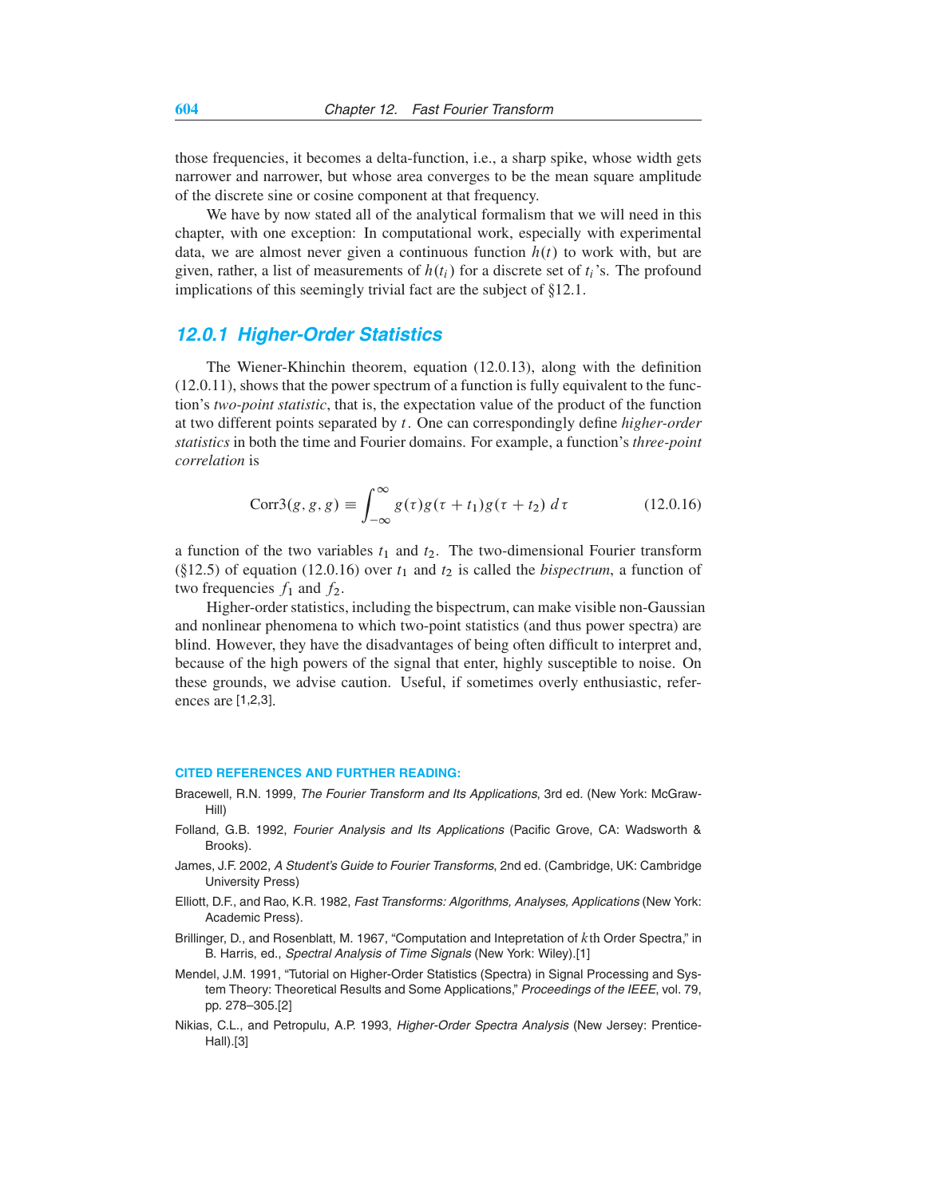those frequencies, it becomes a delta-function, i.e., a sharp spike, whose width gets narrower and narrower, but whose area converges to be the mean square amplitude of the discrete sine or cosine component at that frequency.

We have by now stated all of the analytical formalism that we will need in this chapter, with one exception: In computational work, especially with experimental data, we are almost never given a continuous function $h(t)$ to work with, but are given, rather, a list of measurements of $h(t_i)$ for a discrete set of $t_i$'s. The profound implications of this seemingly trivial fact are the subject of §12.1.

### 12.0.1 Higher-Order Statistics

The Wiener-Khinchin theorem, equation (12.0.13), along with the definition (12.0.11), shows that the power spectrum of a function is fully equivalent to the function's *two-point statistic*, that is, the expectation value of the product of the function at two different points separated by $t$. One can correspondingly define *higher-order statistics* in both the time and Fourier domains. For example, a function's *three-point correlation* is

$$\text{Corr3}(g, g, g) \equiv \int_{-\infty}^{\infty} g(\tau)g(\tau + t_1)g(\tau + t_2)\, d\tau \tag{12.0.16}$$

a function of the two variables $t_1$ and $t_2$. The two-dimensional Fourier transform (§12.5) of equation (12.0.16) over $t_1$ and $t_2$ is called the *bispectrum*, a function of two frequencies $f_1$ and $f_2$.

Higher-order statistics, including the bispectrum, can make visible non-Gaussian and nonlinear phenomena to which two-point statistics (and thus power spectra) are blind. However, they have the disadvantages of being often difficult to interpret and, because of the high powers of the signal that enter, highly susceptible to noise. On these grounds, we advise caution. Useful, if sometimes overly enthusiastic, references are [1,2,3].

#### CITED REFERENCES AND FURTHER READING:

Bracewell, R.N. 1999, *The Fourier Transform and Its Applications*, 3rd ed. (New York: McGraw-Hill)

Folland, G.B. 1992, *Fourier Analysis and Its Applications* (Pacific Grove, CA: Wadsworth & Brooks).

James, J.F. 2002, *A Student's Guide to Fourier Transforms*, 2nd ed. (Cambridge, UK: Cambridge University Press)

Elliott, D.F., and Rao, K.R. 1982, *Fast Transforms: Algorithms, Analyses, Applications* (New York: Academic Press).

Brillinger, D., and Rosenblatt, M. 1967, "Computation and Intepretation of $k$th Order Spectra," in B. Harris, ed., *Spectral Analysis of Time Signals* (New York: Wiley).[1]

Mendel, J.M. 1991, "Tutorial on Higher-Order Statistics (Spectra) in Signal Processing and System Theory: Theoretical Results and Some Applications," *Proceedings of the IEEE*, vol. 79, pp. 278–305.[2]

Nikias, C.L., and Petropulu, A.P. 1993, *Higher-Order Spectra Analysis* (New Jersey: Prentice-Hall).[3]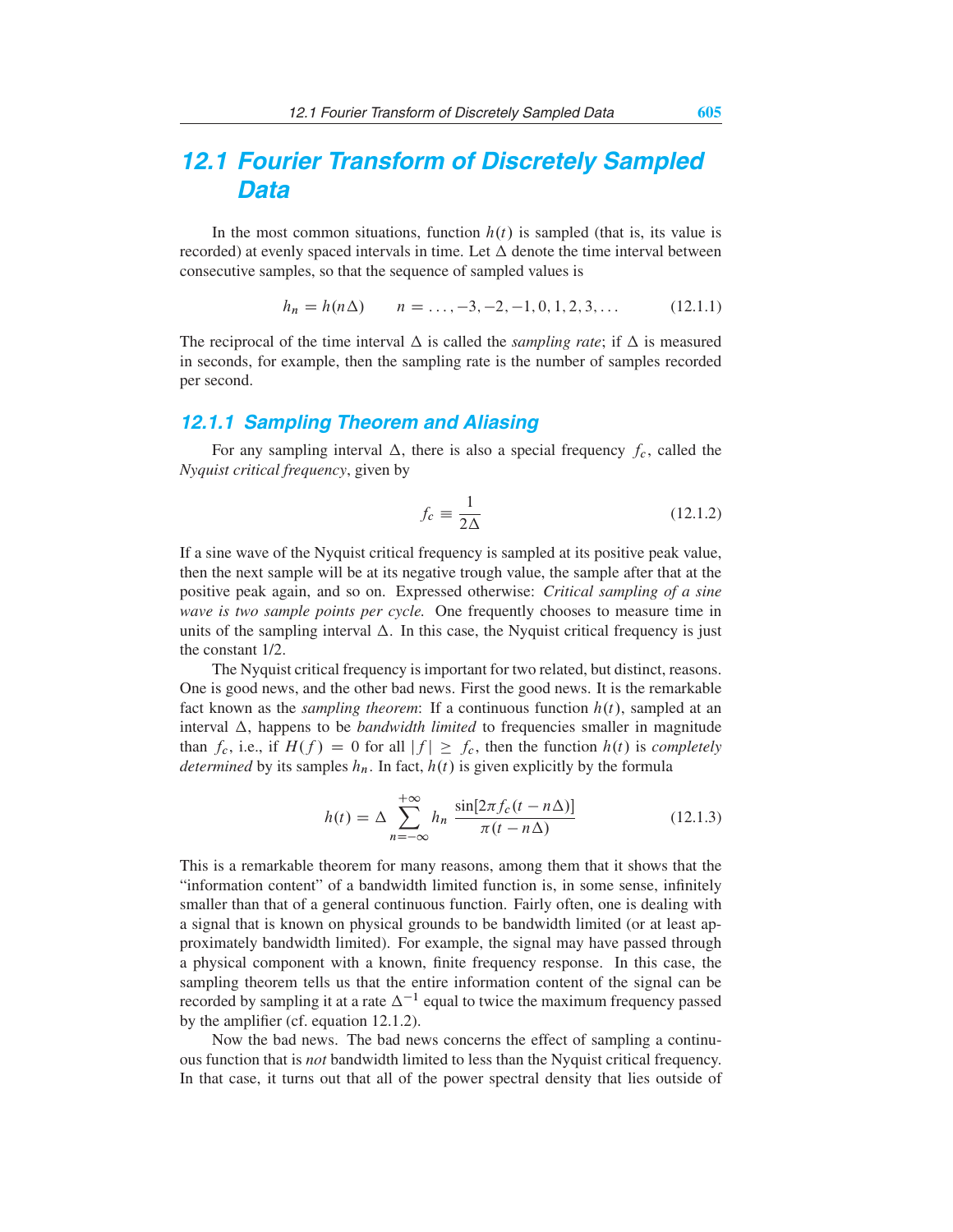## 12.1 Fourier Transform of Discretely Sampled Data

In the most common situations, function $h(t)$ is sampled (that is, its value is recorded) at evenly spaced intervals in time. Let $\Delta$ denote the time interval between consecutive samples, so that the sequence of sampled values is

$$h_n = h(n\Delta) \qquad n = \ldots, -3, -2, -1, 0, 1, 2, 3, \ldots \tag{12.1.1}$$

The reciprocal of the time interval $\Delta$ is called the *sampling rate*; if $\Delta$ is measured in seconds, for example, then the sampling rate is the number of samples recorded per second.

### 12.1.1 Sampling Theorem and Aliasing

For any sampling interval $\Delta$, there is also a special frequency $f_c$, called the *Nyquist critical frequency*, given by

$$f_c \equiv \frac{1}{2\Delta} \tag{12.1.2}$$

If a sine wave of the Nyquist critical frequency is sampled at its positive peak value, then the next sample will be at its negative trough value, the sample after that at the positive peak again, and so on. Expressed otherwise: *Critical sampling of a sine wave is two sample points per cycle.* One frequently chooses to measure time in units of the sampling interval $\Delta$. In this case, the Nyquist critical frequency is just the constant 1/2.

The Nyquist critical frequency is important for two related, but distinct, reasons. One is good news, and the other bad news. First the good news. It is the remarkable fact known as the *sampling theorem*: If a continuous function $h(t)$, sampled at an interval $\Delta$, happens to be *bandwidth limited* to frequencies smaller in magnitude than $f_c$, i.e., if $H(f) = 0$ for all $|f| \geq f_c$, then the function $h(t)$ is *completely determined* by its samples $h_n$. In fact, $h(t)$ is given explicitly by the formula

$$h(t) = \Delta \sum_{n=-\infty}^{+\infty} h_n \frac{\sin[2\pi f_c(t - n\Delta)]}{\pi(t - n\Delta)} \tag{12.1.3}$$

This is a remarkable theorem for many reasons, among them that it shows that the "information content" of a bandwidth limited function is, in some sense, infinitely smaller than that of a general continuous function. Fairly often, one is dealing with a signal that is known on physical grounds to be bandwidth limited (or at least approximately bandwidth limited). For example, the signal may have passed through a physical component with a known, finite frequency response. In this case, the sampling theorem tells us that the entire information content of the signal can be recorded by sampling it at a rate $\Delta^{-1}$ equal to twice the maximum frequency passed by the amplifier (cf. equation 12.1.2).

Now the bad news. The bad news concerns the effect of sampling a continuous function that is *not* bandwidth limited to less than the Nyquist critical frequency. In that case, it turns out that all of the power spectral density that lies outside of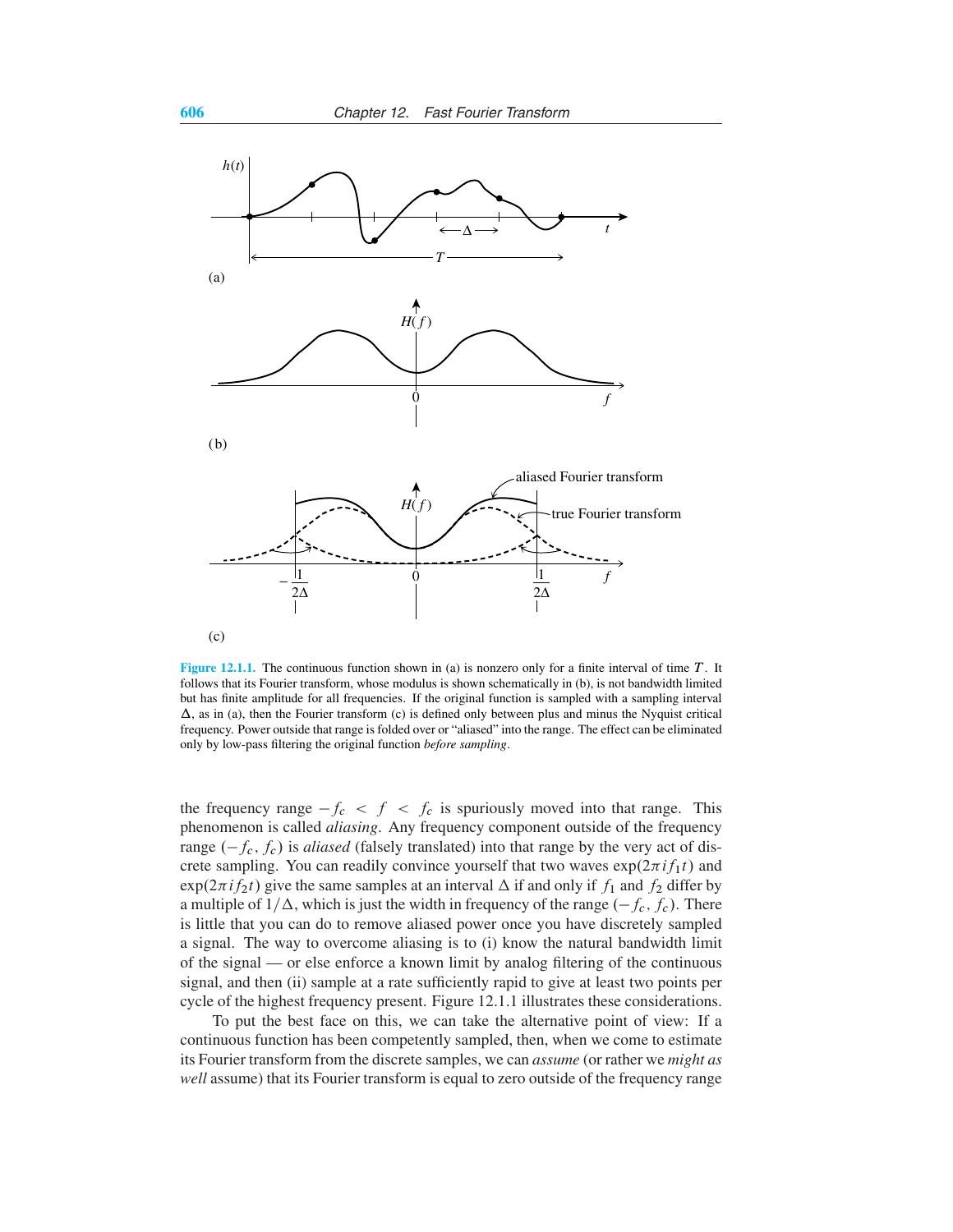Figure 12.1.1. The continuous function shown in (a) is nonzero only for a finite interval of time $T$. It follows that its Fourier transform, whose modulus is shown schematically in (b), is not bandwidth limited but has finite amplitude for all frequencies. If the original function is sampled with a sampling interval $\Delta$, as in (a), then the Fourier transform (c) is defined only between plus and minus the Nyquist critical frequency. Power outside that range is folded over or "aliased" into the range. The effect can be eliminated only by low-pass filtering the original function *before sampling*.

the frequency range $-f_c < f < f_c$ is spuriously moved into that range. This phenomenon is called *aliasing*. Any frequency component outside of the frequency range $(-f_c, f_c)$ is *aliased* (falsely translated) into that range by the very act of discrete sampling. You can readily convince yourself that two waves $\exp(2\pi i f_1 t)$ and $\exp(2\pi i f_2 t)$ give the same samples at an interval $\Delta$ if and only if $f_1$ and $f_2$ differ by a multiple of $1/\Delta$, which is just the width in frequency of the range $(-f_c, f_c)$. There is little that you can do to remove aliased power once you have discretely sampled a signal. The way to overcome aliasing is to (i) know the natural bandwidth limit of the signal — or else enforce a known limit by analog filtering of the continuous signal, and then (ii) sample at a rate sufficiently rapid to give at least two points per cycle of the highest frequency present. Figure 12.1.1 illustrates these considerations.

To put the best face on this, we can take the alternative point of view: If a continuous function has been competently sampled, then, when we come to estimate its Fourier transform from the discrete samples, we can *assume* (or rather we *might as well* assume) that its Fourier transform is equal to zero outside of the frequency range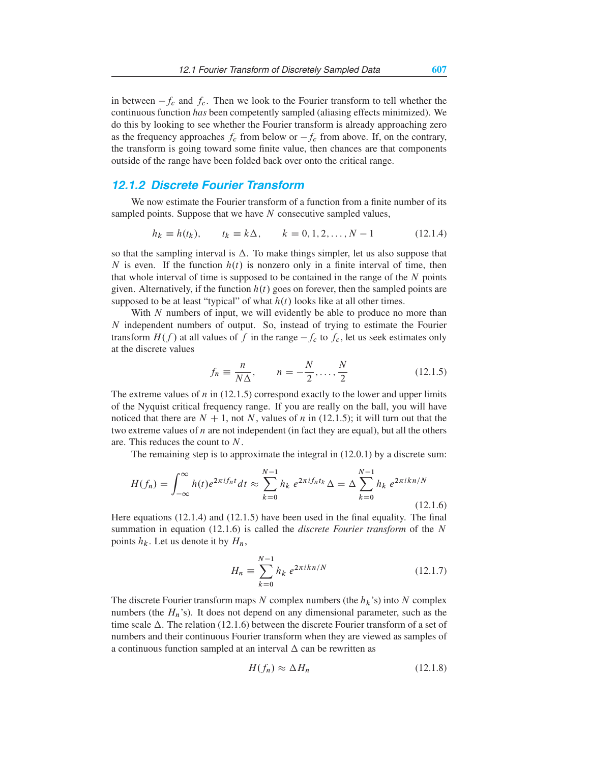in between $-f_c$ and $f_c$. Then we look to the Fourier transform to tell whether the continuous function *has* been competently sampled (aliasing effects minimized). We do this by looking to see whether the Fourier transform is already approaching zero as the frequency approaches $f_c$ from below or $-f_c$ from above. If, on the contrary, the transform is going toward some finite value, then chances are that components outside of the range have been folded back over onto the critical range.

## 12.1.2 Discrete Fourier Transform

We now estimate the Fourier transform of a function from a finite number of its sampled points. Suppose that we have $N$ consecutive sampled values,

$$h_k \equiv h(t_k), \qquad t_k \equiv k\Delta, \qquad k = 0, 1, 2, \ldots, N-1 \tag{12.1.4}$$

so that the sampling interval is $\Delta$. To make things simpler, let us also suppose that $N$ is even. If the function $h(t)$ is nonzero only in a finite interval of time, then that whole interval of time is supposed to be contained in the range of the $N$ points given. Alternatively, if the function $h(t)$ goes on forever, then the sampled points are supposed to be at least "typical" of what $h(t)$ looks like at all other times.

With $N$ numbers of input, we will evidently be able to produce no more than $N$ independent numbers of output. So, instead of trying to estimate the Fourier transform $H(f)$ at all values of $f$ in the range $-f_c$ to $f_c$, let us seek estimates only at the discrete values

$$f_n \equiv \frac{n}{N\Delta}, \qquad n = -\frac{N}{2}, \ldots, \frac{N}{2} \tag{12.1.5}$$

The extreme values of $n$ in (12.1.5) correspond exactly to the lower and upper limits of the Nyquist critical frequency range. If you are really on the ball, you will have noticed that there are $N+1$, not $N$, values of $n$ in (12.1.5); it will turn out that the two extreme values of $n$ are not independent (in fact they are equal), but all the others are. This reduces the count to $N$.

The remaining step is to approximate the integral in (12.0.1) by a discrete sum:

$$H(f_n) = \int_{-\infty}^{\infty} h(t)e^{2\pi i f_n t}\,dt \approx \sum_{k=0}^{N-1} h_k\, e^{2\pi i f_n t_k}\Delta = \Delta \sum_{k=0}^{N-1} h_k\, e^{2\pi i k n/N} \tag{12.1.6}$$

Here equations (12.1.4) and (12.1.5) have been used in the final equality. The final summation in equation (12.1.6) is called the *discrete Fourier transform* of the $N$ points $h_k$. Let us denote it by $H_n$,

$$H_n \equiv \sum_{k=0}^{N-1} h_k\, e^{2\pi i k n/N} \tag{12.1.7}$$

The discrete Fourier transform maps $N$ complex numbers (the $h_k$'s) into $N$ complex numbers (the $H_n$'s). It does not depend on any dimensional parameter, such as the time scale $\Delta$. The relation (12.1.6) between the discrete Fourier transform of a set of numbers and their continuous Fourier transform when they are viewed as samples of a continuous function sampled at an interval $\Delta$ can be rewritten as

$$H(f_n) \approx \Delta H_n \tag{12.1.8}$$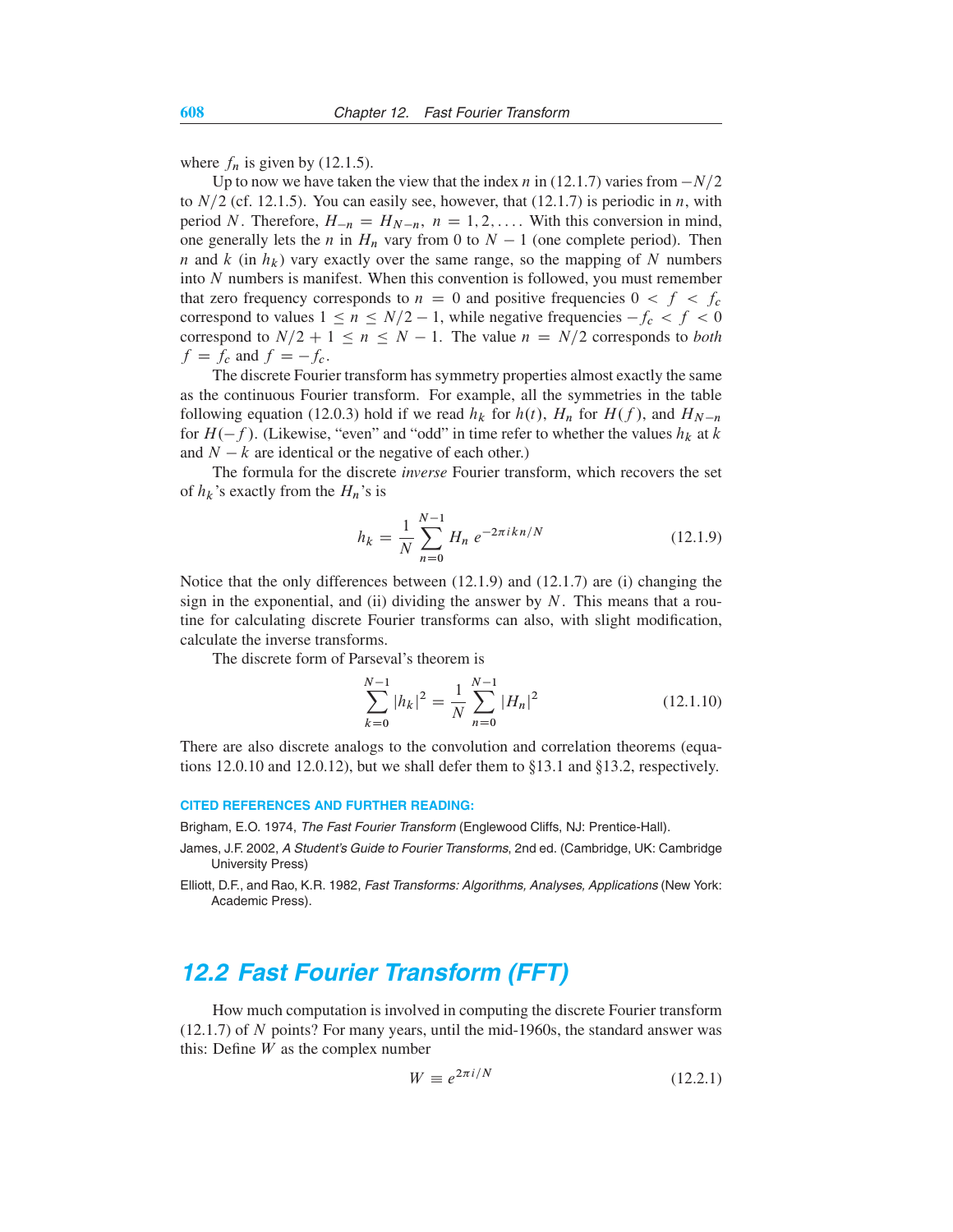where $f_n$ is given by (12.1.5).

Up to now we have taken the view that the index $n$ in (12.1.7) varies from $-N/2$ to $N/2$ (cf. 12.1.5). You can easily see, however, that (12.1.7) is periodic in $n$, with period $N$. Therefore, $H_{-n} = H_{N-n}$, $n = 1, 2, \ldots$. With this conversion in mind, one generally lets the $n$ in $H_n$ vary from 0 to $N - 1$ (one complete period). Then $n$ and $k$ (in $h_k$) vary exactly over the same range, so the mapping of $N$ numbers into $N$ numbers is manifest. When this convention is followed, you must remember that zero frequency corresponds to $n = 0$ and positive frequencies $0 < f < f_c$ correspond to values $1 \leq n \leq N/2 - 1$, while negative frequencies $-f_c < f < 0$ correspond to $N/2 + 1 \leq n \leq N - 1$. The value $n = N/2$ corresponds to *both* $f = f_c$ and $f = -f_c$.

The discrete Fourier transform has symmetry properties almost exactly the same as the continuous Fourier transform. For example, all the symmetries in the table following equation (12.0.3) hold if we read $h_k$ for $h(t)$, $H_n$ for $H(f)$, and $H_{N-n}$ for $H(-f)$. (Likewise, "even" and "odd" in time refer to whether the values $h_k$ at $k$ and $N - k$ are identical or the negative of each other.)

The formula for the discrete *inverse* Fourier transform, which recovers the set of $h_k$'s exactly from the $H_n$'s is

$$h_k = \frac{1}{N} \sum_{n=0}^{N-1} H_n \, e^{-2\pi i k n/N} \tag{12.1.9}$$

Notice that the only differences between (12.1.9) and (12.1.7) are (i) changing the sign in the exponential, and (ii) dividing the answer by $N$. This means that a routine for calculating discrete Fourier transforms can also, with slight modification, calculate the inverse transforms.

The discrete form of Parseval's theorem is

$$\sum_{k=0}^{N-1} |h_k|^2 = \frac{1}{N} \sum_{n=0}^{N-1} |H_n|^2 \tag{12.1.10}$$

There are also discrete analogs to the convolution and correlation theorems (equations 12.0.10 and 12.0.12), but we shall defer them to §13.1 and §13.2, respectively.

#### CITED REFERENCES AND FURTHER READING:

Brigham, E.O. 1974, *The Fast Fourier Transform* (Englewood Cliffs, NJ: Prentice-Hall).

James, J.F. 2002, *A Student's Guide to Fourier Transforms*, 2nd ed. (Cambridge, UK: Cambridge University Press)

Elliott, D.F., and Rao, K.R. 1982, *Fast Transforms: Algorithms, Analyses, Applications* (New York: Academic Press).

## 12.2 Fast Fourier Transform (FFT)

How much computation is involved in computing the discrete Fourier transform (12.1.7) of $N$ points? For many years, until the mid-1960s, the standard answer was this: Define $W$ as the complex number

$$W \equiv e^{2\pi i/N} \tag{12.2.1}$$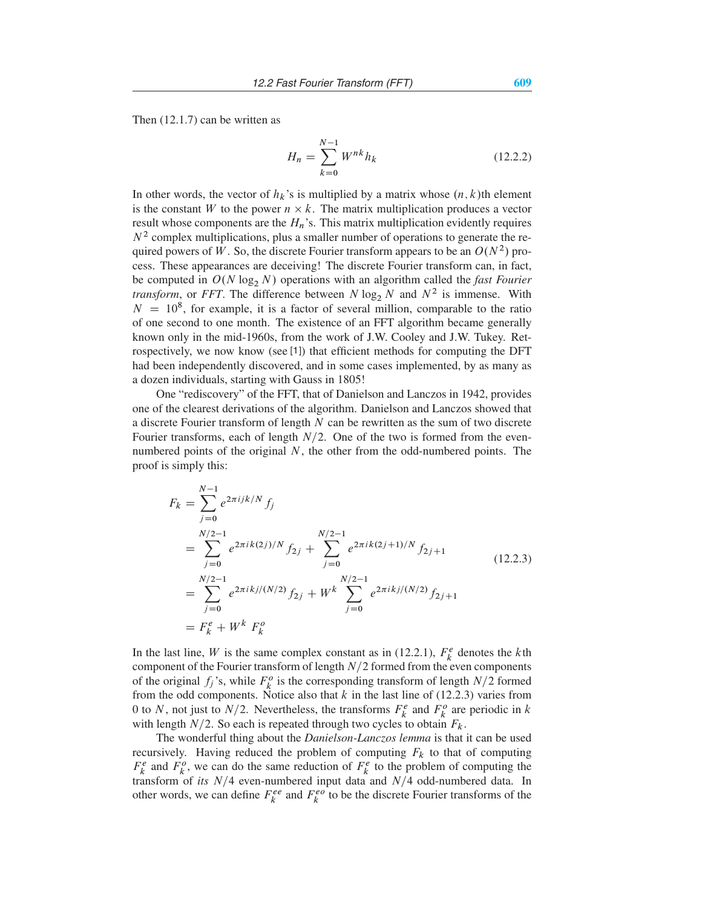Then (12.1.7) can be written as

$$H_n = \sum_{k=0}^{N-1} W^{nk} h_k \tag{12.2.2}$$

In other words, the vector of $h_k$'s is multiplied by a matrix whose $(n, k)$th element is the constant $W$ to the power $n \times k$. The matrix multiplication produces a vector result whose components are the $H_n$'s. This matrix multiplication evidently requires $N^2$ complex multiplications, plus a smaller number of operations to generate the required powers of $W$. So, the discrete Fourier transform appears to be an $O(N^2)$ process. These appearances are deceiving! The discrete Fourier transform can, in fact, be computed in $O(N \log_2 N)$ operations with an algorithm called the *fast Fourier transform*, or *FFT*. The difference between $N \log_2 N$ and $N^2$ is immense. With $N = 10^8$, for example, it is a factor of several million, comparable to the ratio of one second to one month. The existence of an FFT algorithm became generally known only in the mid-1960s, from the work of J.W. Cooley and J.W. Tukey. Retrospectively, we now know (see [1]) that efficient methods for computing the DFT had been independently discovered, and in some cases implemented, by as many as a dozen individuals, starting with Gauss in 1805!

One "rediscovery" of the FFT, that of Danielson and Lanczos in 1942, provides one of the clearest derivations of the algorithm. Danielson and Lanczos showed that a discrete Fourier transform of length $N$ can be rewritten as the sum of two discrete Fourier transforms, each of length $N/2$. One of the two is formed from the even-numbered points of the original $N$, the other from the odd-numbered points. The proof is simply this:

$$\begin{aligned}
F_k &= \sum_{j=0}^{N-1} e^{2\pi ijk/N} f_j \\
&= \sum_{j=0}^{N/2-1} e^{2\pi ik(2j)/N} f_{2j} + \sum_{j=0}^{N/2-1} e^{2\pi ik(2j+1)/N} f_{2j+1} \\
&= \sum_{j=0}^{N/2-1} e^{2\pi ikj/(N/2)} f_{2j} + W^k \sum_{j=0}^{N/2-1} e^{2\pi ikj/(N/2)} f_{2j+1} \\
&= F_k^e + W^k F_k^o
\end{aligned} \tag{12.2.3}$$

In the last line, $W$ is the same complex constant as in (12.2.1), $F_k^e$ denotes the $k$th component of the Fourier transform of length $N/2$ formed from the even components of the original $f_j$'s, while $F_k^o$ is the corresponding transform of length $N/2$ formed from the odd components. Notice also that $k$ in the last line of (12.2.3) varies from 0 to $N$, not just to $N/2$. Nevertheless, the transforms $F_k^e$ and $F_k^o$ are periodic in $k$ with length $N/2$. So each is repeated through two cycles to obtain $F_k$.

The wonderful thing about the *Danielson-Lanczos lemma* is that it can be used recursively. Having reduced the problem of computing $F_k$ to that of computing $F_k^e$ and $F_k^o$, we can do the same reduction of $F_k^e$ to the problem of computing the transform of *its* $N/4$ even-numbered input data and $N/4$ odd-numbered data. In other words, we can define $F_k^{ee}$ and $F_k^{eo}$ to be the discrete Fourier transforms of the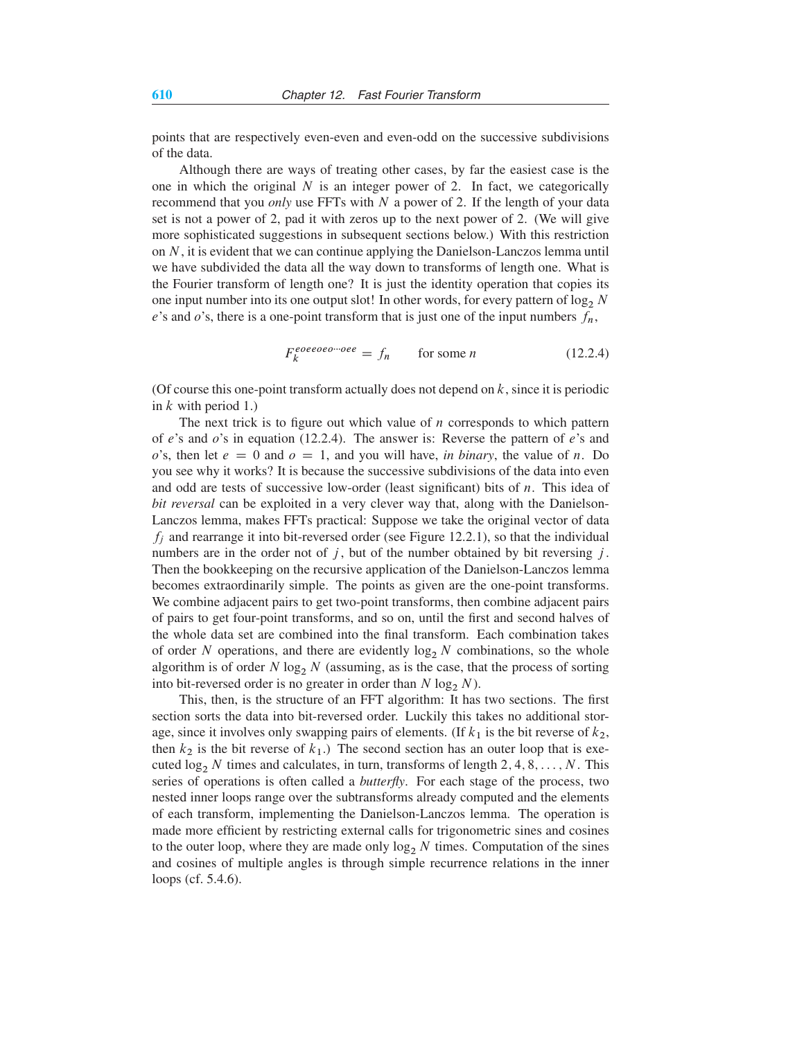points that are respectively even-even and even-odd on the successive subdivisions of the data.

Although there are ways of treating other cases, by far the easiest case is the one in which the original $N$ is an integer power of 2. In fact, we categorically recommend that you *only* use FFTs with $N$ a power of 2. If the length of your data set is not a power of 2, pad it with zeros up to the next power of 2. (We will give more sophisticated suggestions in subsequent sections below.) With this restriction on $N$, it is evident that we can continue applying the Danielson-Lanczos lemma until we have subdivided the data all the way down to transforms of length one. What is the Fourier transform of length one? It is just the identity operation that copies its one input number into its one output slot! In other words, for every pattern of $\log_2 N$ $e$'s and $o$'s, there is a one-point transform that is just one of the input numbers $f_n$,

$$F_k^{eoeeoeo\cdots oee} = f_n \qquad \text{for some } n \tag{12.2.4}$$

(Of course this one-point transform actually does not depend on $k$, since it is periodic in $k$ with period 1.)

The next trick is to figure out which value of $n$ corresponds to which pattern of $e$'s and $o$'s in equation (12.2.4). The answer is: Reverse the pattern of $e$'s and $o$'s, then let $e = 0$ and $o = 1$, and you will have, *in binary*, the value of $n$. Do you see why it works? It is because the successive subdivisions of the data into even and odd are tests of successive low-order (least significant) bits of $n$. This idea of *bit reversal* can be exploited in a very clever way that, along with the Danielson-Lanczos lemma, makes FFTs practical: Suppose we take the original vector of data $f_j$ and rearrange it into bit-reversed order (see Figure 12.2.1), so that the individual numbers are in the order not of $j$, but of the number obtained by bit reversing $j$. Then the bookkeeping on the recursive application of the Danielson-Lanczos lemma becomes extraordinarily simple. The points as given are the one-point transforms. We combine adjacent pairs to get two-point transforms, then combine adjacent pairs of pairs to get four-point transforms, and so on, until the first and second halves of the whole data set are combined into the final transform. Each combination takes of order $N$ operations, and there are evidently $\log_2 N$ combinations, so the whole algorithm is of order $N \log_2 N$ (assuming, as is the case, that the process of sorting into bit-reversed order is no greater in order than $N \log_2 N$).

This, then, is the structure of an FFT algorithm: It has two sections. The first section sorts the data into bit-reversed order. Luckily this takes no additional storage, since it involves only swapping pairs of elements. (If $k_1$ is the bit reverse of $k_2$, then $k_2$ is the bit reverse of $k_1$.) The second section has an outer loop that is executed $\log_2 N$ times and calculates, in turn, transforms of length $2, 4, 8, \ldots, N$. This series of operations is often called a *butterfly*. For each stage of the process, two nested inner loops range over the subtransforms already computed and the elements of each transform, implementing the Danielson-Lanczos lemma. The operation is made more efficient by restricting external calls for trigonometric sines and cosines to the outer loop, where they are made only $\log_2 N$ times. Computation of the sines and cosines of multiple angles is through simple recurrence relations in the inner loops (cf. 5.4.6).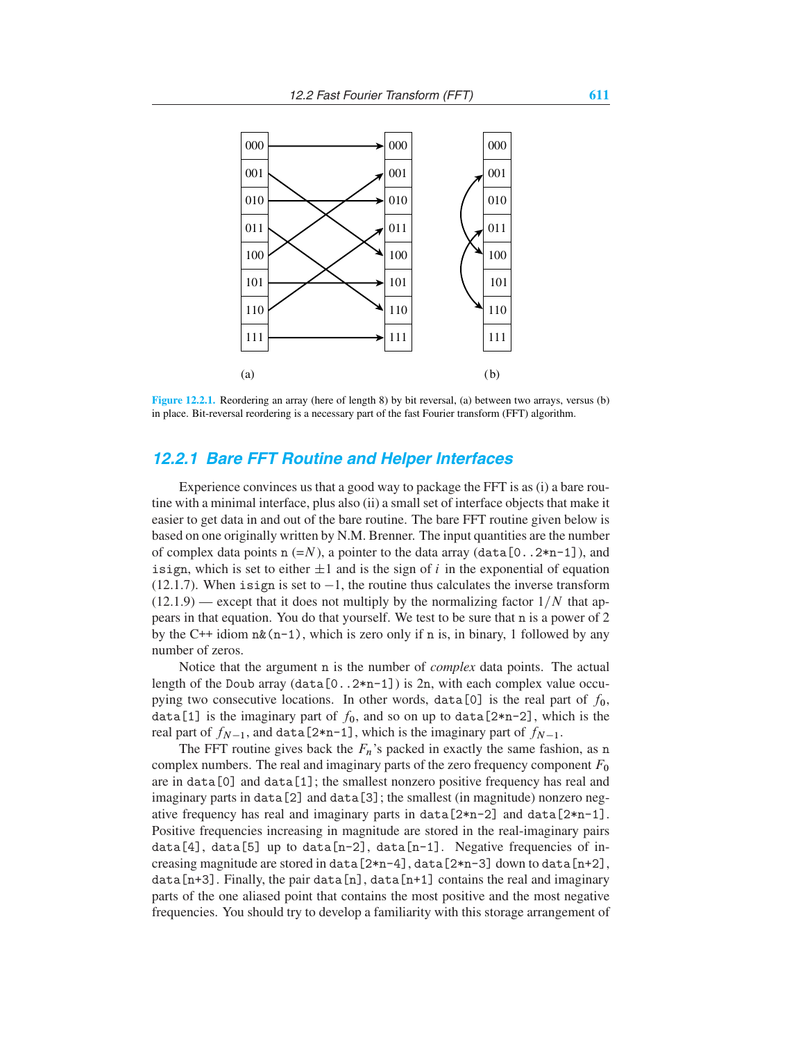Figure 12.2.1. Reordering an array (here of length 8) by bit reversal, (a) between two arrays, versus (b) in place. Bit-reversal reordering is a necessary part of the fast Fourier transform (FFT) algorithm.

## 12.2.1 Bare FFT Routine and Helper Interfaces

Experience convinces us that a good way to package the FFT is as (i) a bare routine with a minimal interface, plus also (ii) a small set of interface objects that make it easier to get data in and out of the bare routine. The bare FFT routine given below is based on one originally written by N.M. Brenner. The input quantities are the number of complex data points `n` ($=N$), a pointer to the data array (`data[0..2*n-1]`), and `isign`, which is set to either $\pm 1$ and is the sign of $i$ in the exponential of equation (12.1.7). When `isign` is set to $-1$, the routine thus calculates the inverse transform (12.1.9) — except that it does not multiply by the normalizing factor $1/N$ that appears in that equation. You do that yourself. We test to be sure that `n` is a power of 2 by the C++ idiom `n&(n-1)`, which is zero only if `n` is, in binary, 1 followed by any number of zeros.

Notice that the argument `n` is the number of *complex* data points. The actual length of the `Doub` array (`data[0..2*n-1]`) is 2n, with each complex value occupying two consecutive locations. In other words, `data[0]` is the real part of $f_0$, `data[1]` is the imaginary part of $f_0$, and so on up to `data[2*n-2]`, which is the real part of $f_{N-1}$, and `data[2*n-1]`, which is the imaginary part of $f_{N-1}$.

The FFT routine gives back the $F_n$'s packed in exactly the same fashion, as `n` complex numbers. The real and imaginary parts of the zero frequency component $F_0$ are in `data[0]` and `data[1]`; the smallest nonzero positive frequency has real and imaginary parts in `data[2]` and `data[3]`; the smallest (in magnitude) nonzero negative frequency has real and imaginary parts in `data[2*n-2]` and `data[2*n-1]`. Positive frequencies increasing in magnitude are stored in the real-imaginary pairs `data[4]`, `data[5]` up to `data[n-2]`, `data[n-1]`. Negative frequencies of increasing magnitude are stored in `data[2*n-4]`, `data[2*n-3]` down to `data[n+2]`, `data[n+3]`. Finally, the pair `data[n]`, `data[n+1]` contains the real and imaginary parts of the one aliased point that contains the most positive and the most negative frequencies. You should try to develop a familiarity with this storage arrangement of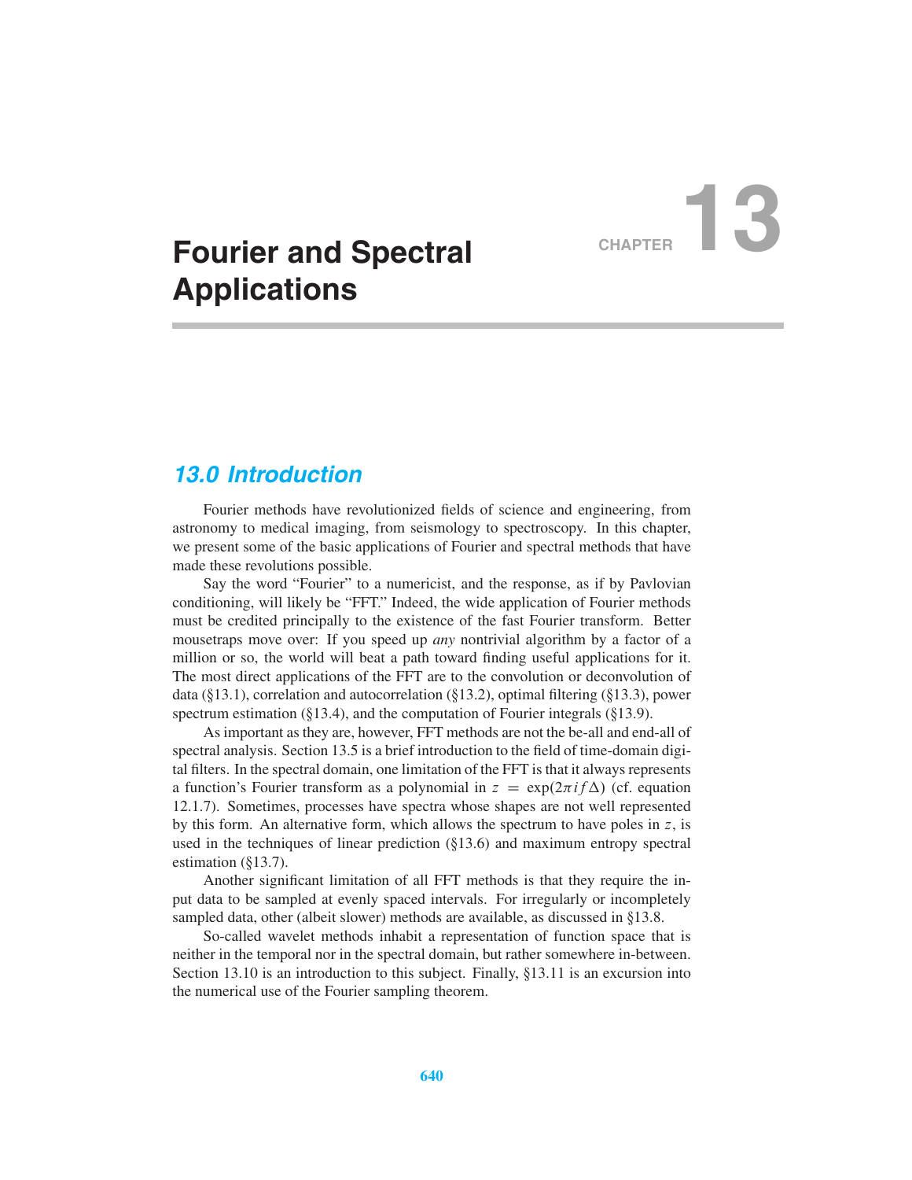# CHAPTER 13

# Fourier and Spectral Applications

## 13.0 Introduction

Fourier methods have revolutionized fields of science and engineering, from astronomy to medical imaging, from seismology to spectroscopy. In this chapter, we present some of the basic applications of Fourier and spectral methods that have made these revolutions possible.

Say the word "Fourier" to a numericist, and the response, as if by Pavlovian conditioning, will likely be "FFT." Indeed, the wide application of Fourier methods must be credited principally to the existence of the fast Fourier transform. Better mousetraps move over: If you speed up *any* nontrivial algorithm by a factor of a million or so, the world will beat a path toward finding useful applications for it. The most direct applications of the FFT are to the convolution or deconvolution of data (§13.1), correlation and autocorrelation (§13.2), optimal filtering (§13.3), power spectrum estimation (§13.4), and the computation of Fourier integrals (§13.9).

As important as they are, however, FFT methods are not the be-all and end-all of spectral analysis. Section 13.5 is a brief introduction to the field of time-domain digital filters. In the spectral domain, one limitation of the FFT is that it always represents a function's Fourier transform as a polynomial in $z = \exp(2\pi i f \Delta)$ (cf. equation 12.1.7). Sometimes, processes have spectra whose shapes are not well represented by this form. An alternative form, which allows the spectrum to have poles in $z$, is used in the techniques of linear prediction (§13.6) and maximum entropy spectral estimation (§13.7).

Another significant limitation of all FFT methods is that they require the input data to be sampled at evenly spaced intervals. For irregularly or incompletely sampled data, other (albeit slower) methods are available, as discussed in §13.8.

So-called wavelet methods inhabit a representation of function space that is neither in the temporal nor in the spectral domain, but rather somewhere in-between. Section 13.10 is an introduction to this subject. Finally, §13.11 is an excursion into the numerical use of the Fourier sampling theorem.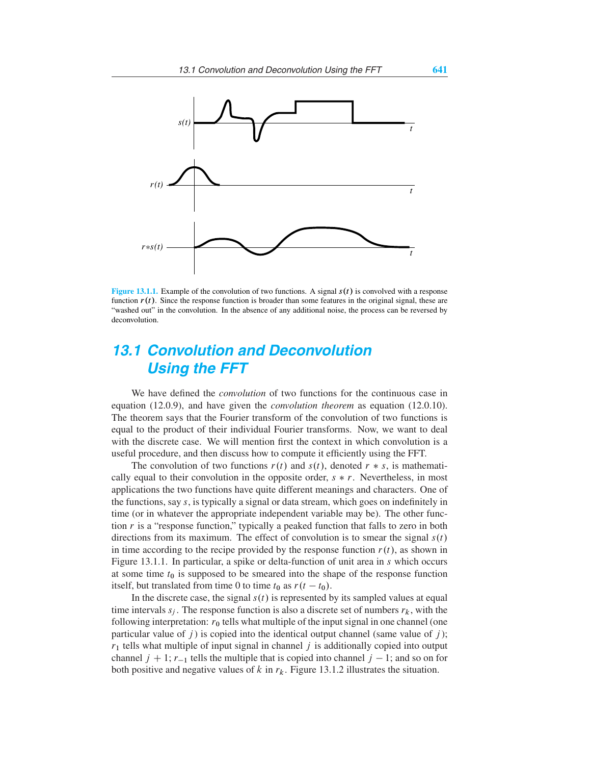Figure 13.1.1. Example of the convolution of two functions. A signal $s(t)$ is convolved with a response function $r(t)$. Since the response function is broader than some features in the original signal, these are "washed out" in the convolution. In the absence of any additional noise, the process can be reversed by deconvolution.

## 13.1 Convolution and Deconvolution Using the FFT

We have defined the *convolution* of two functions for the continuous case in equation (12.0.9), and have given the *convolution theorem* as equation (12.0.10). The theorem says that the Fourier transform of the convolution of two functions is equal to the product of their individual Fourier transforms. Now, we want to deal with the discrete case. We will mention first the context in which convolution is a useful procedure, and then discuss how to compute it efficiently using the FFT.

The convolution of two functions $r(t)$ and $s(t)$, denoted $r * s$, is mathematically equal to their convolution in the opposite order, $s * r$. Nevertheless, in most applications the two functions have quite different meanings and characters. One of the functions, say $s$, is typically a signal or data stream, which goes on indefinitely in time (or in whatever the appropriate independent variable may be). The other function $r$ is a "response function," typically a peaked function that falls to zero in both directions from its maximum. The effect of convolution is to smear the signal $s(t)$ in time according to the recipe provided by the response function $r(t)$, as shown in Figure 13.1.1. In particular, a spike or delta-function of unit area in $s$ which occurs at some time $t_0$ is supposed to be smeared into the shape of the response function itself, but translated from time 0 to time $t_0$ as $r(t - t_0)$.

In the discrete case, the signal $s(t)$ is represented by its sampled values at equal time intervals $s_j$. The response function is also a discrete set of numbers $r_k$, with the following interpretation: $r_0$ tells what multiple of the input signal in one channel (one particular value of $j$) is copied into the identical output channel (same value of $j$); $r_1$ tells what multiple of input signal in channel $j$ is additionally copied into output channel $j + 1$; $r_{-1}$ tells the multiple that is copied into channel $j - 1$; and so on for both positive and negative values of $k$ in $r_k$. Figure 13.1.2 illustrates the situation.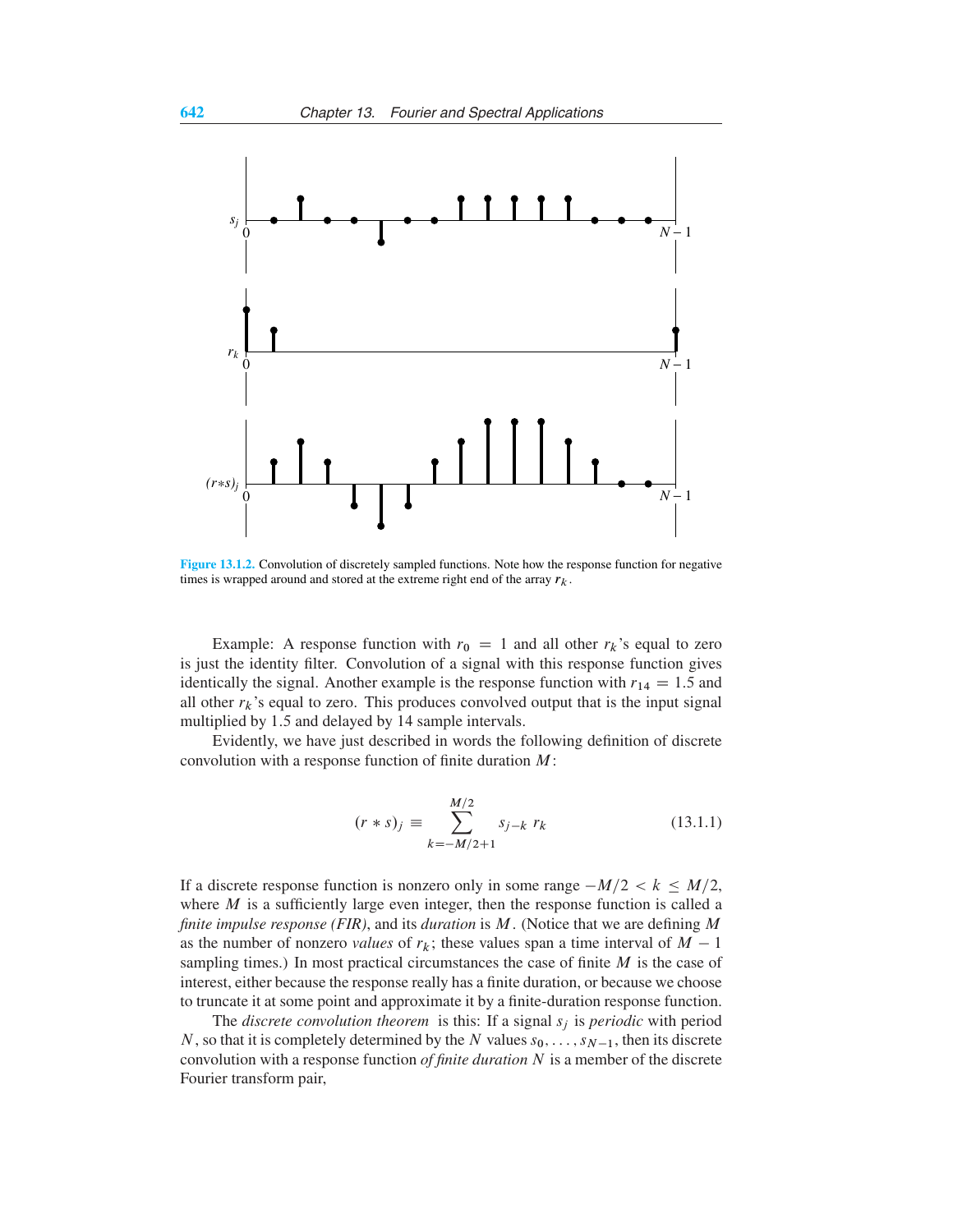Figure 13.1.2. Convolution of discretely sampled functions. Note how the response function for negative times is wrapped around and stored at the extreme right end of the array $r_k$.

Example: A response function with $r_0 = 1$ and all other $r_k$'s equal to zero is just the identity filter. Convolution of a signal with this response function gives identically the signal. Another example is the response function with $r_{14} = 1.5$ and all other $r_k$'s equal to zero. This produces convolved output that is the input signal multiplied by 1.5 and delayed by 14 sample intervals.

Evidently, we have just described in words the following definition of discrete convolution with a response function of finite duration $M$:

$$(r * s)_j \equiv \sum_{k=-M/2+1}^{M/2} s_{j-k} \, r_k \tag{13.1.1}$$

If a discrete response function is nonzero only in some range $-M/2 < k \le M/2$, where $M$ is a sufficiently large even integer, then the response function is called a *finite impulse response (FIR)*, and its *duration* is $M$. (Notice that we are defining $M$ as the number of nonzero *values* of $r_k$; these values span a time interval of $M - 1$ sampling times.) In most practical circumstances the case of finite $M$ is the case of interest, either because the response really has a finite duration, or because we choose to truncate it at some point and approximate it by a finite-duration response function.

The *discrete convolution theorem* is this: If a signal $s_j$ is *periodic* with period $N$, so that it is completely determined by the $N$ values $s_0, \ldots, s_{N-1}$, then its discrete convolution with a response function *of finite duration* $N$ is a member of the discrete Fourier transform pair,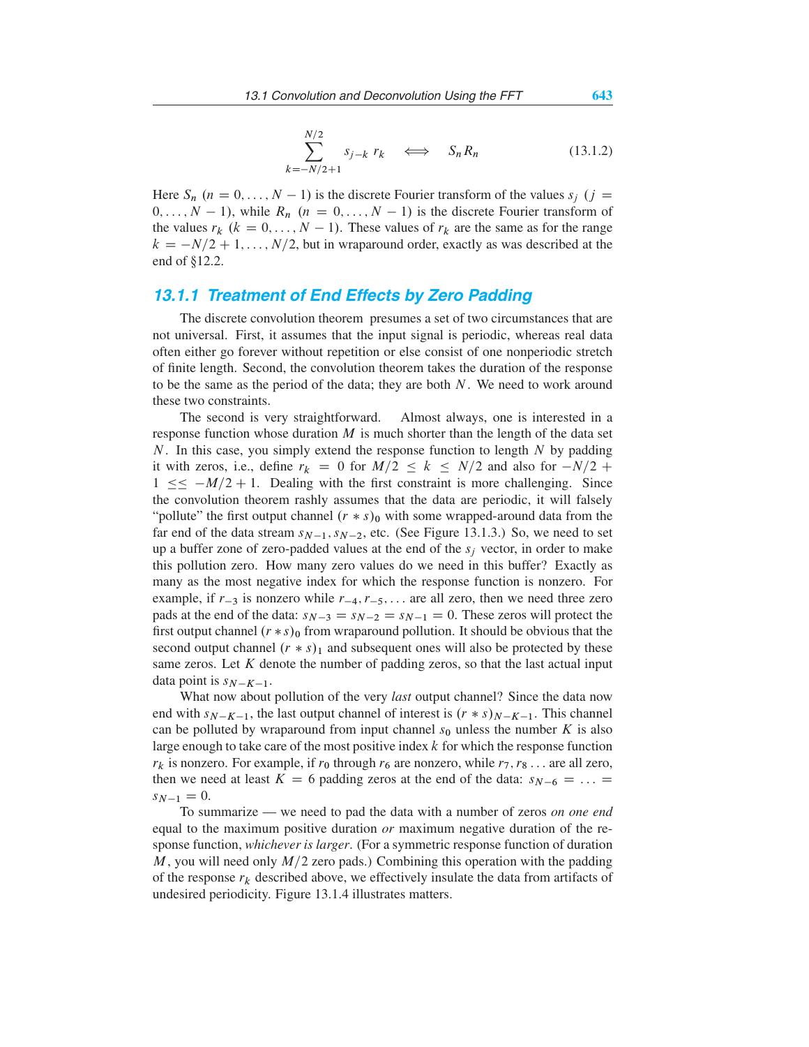$$\sum_{k=-N/2+1}^{N/2} s_{j-k}\, r_k \quad \Longleftrightarrow \quad S_n R_n \tag{13.1.2}$$

Here $S_n$ ($n = 0, \ldots, N-1$) is the discrete Fourier transform of the values $s_j$ ($j = 0, \ldots, N-1$), while $R_n$ ($n = 0, \ldots, N-1$) is the discrete Fourier transform of the values $r_k$ ($k = 0, \ldots, N-1$). These values of $r_k$ are the same as for the range $k = -N/2+1, \ldots, N/2$, but in wraparound order, exactly as was described at the end of §12.2.

### 13.1.1 Treatment of End Effects by Zero Padding

The discrete convolution theorem presumes a set of two circumstances that are not universal. First, it assumes that the input signal is periodic, whereas real data often either go forever without repetition or else consist of one nonperiodic stretch of finite length. Second, the convolution theorem takes the duration of the response to be the same as the period of the data; they are both $N$. We need to work around these two constraints.

The second is very straightforward. Almost always, one is interested in a response function whose duration $M$ is much shorter than the length of the data set $N$. In this case, you simply extend the response function to length $N$ by padding it with zeros, i.e., define $r_k = 0$ for $M/2 \leq k \leq N/2$ and also for $-N/2 + 1 \leq\leq -M/2 + 1$. Dealing with the first constraint is more challenging. Since the convolution theorem rashly assumes that the data are periodic, it will falsely "pollute" the first output channel $(r * s)_0$ with some wrapped-around data from the far end of the data stream $s_{N-1}, s_{N-2}$, etc. (See Figure 13.1.3.) So, we need to set up a buffer zone of zero-padded values at the end of the $s_j$ vector, in order to make this pollution zero. How many zero values do we need in this buffer? Exactly as many as the most negative index for which the response function is nonzero. For example, if $r_{-3}$ is nonzero while $r_{-4}, r_{-5}, \ldots$ are all zero, then we need three zero pads at the end of the data: $s_{N-3} = s_{N-2} = s_{N-1} = 0$. These zeros will protect the first output channel $(r * s)_0$ from wraparound pollution. It should be obvious that the second output channel $(r * s)_1$ and subsequent ones will also be protected by these same zeros. Let $K$ denote the number of padding zeros, so that the last actual input data point is $s_{N-K-1}$.

What now about pollution of the very *last* output channel? Since the data now end with $s_{N-K-1}$, the last output channel of interest is $(r * s)_{N-K-1}$. This channel can be polluted by wraparound from input channel $s_0$ unless the number $K$ is also large enough to take care of the most positive index $k$ for which the response function $r_k$ is nonzero. For example, if $r_0$ through $r_6$ are nonzero, while $r_7, r_8 \ldots$ are all zero, then we need at least $K = 6$ padding zeros at the end of the data: $s_{N-6} = \ldots = s_{N-1} = 0$.

To summarize — we need to pad the data with a number of zeros *on one end* equal to the maximum positive duration *or* maximum negative duration of the response function, *whichever is larger*. (For a symmetric response function of duration $M$, you will need only $M/2$ zero pads.) Combining this operation with the padding of the response $r_k$ described above, we effectively insulate the data from artifacts of undesired periodicity. Figure 13.1.4 illustrates matters.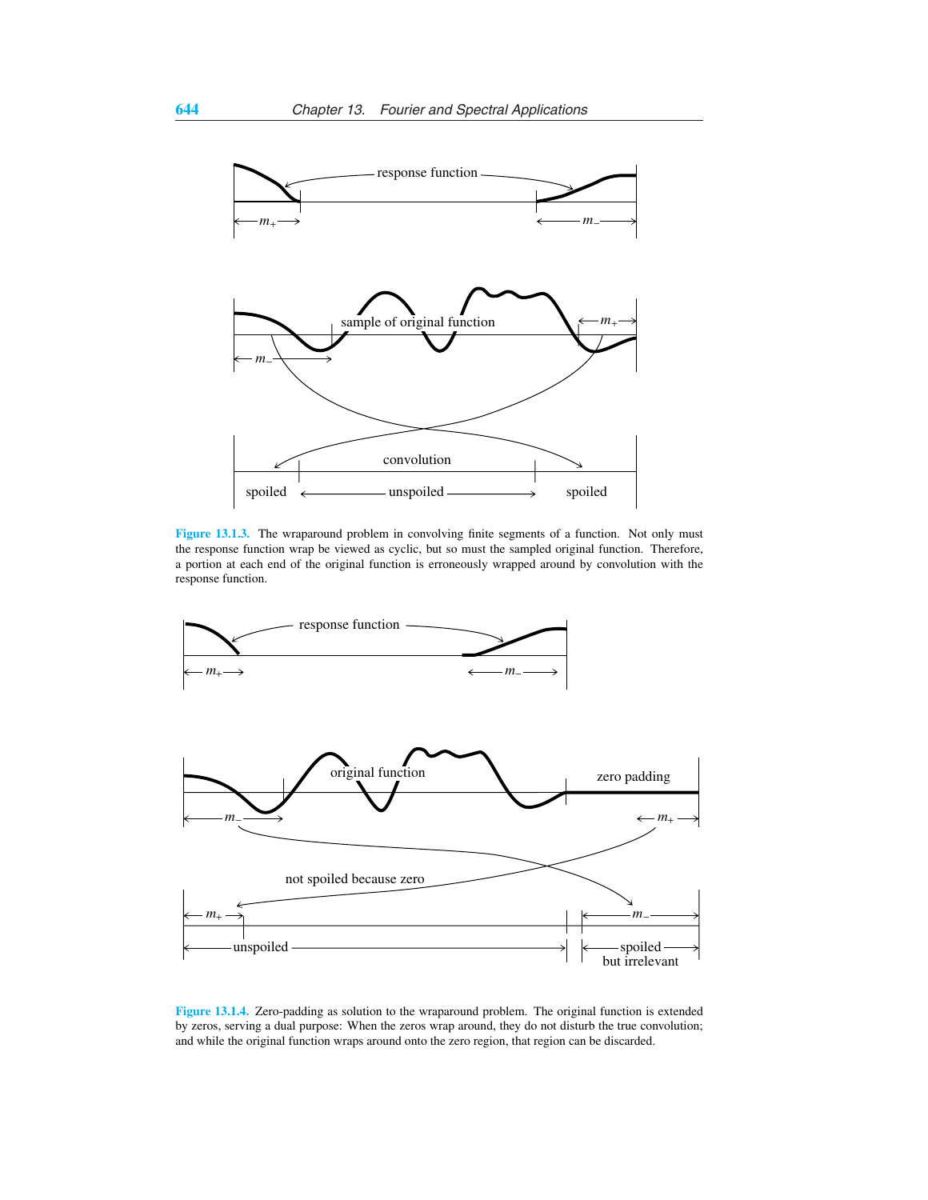**Figure 13.1.3.** The wraparound problem in convolving finite segments of a function. Not only must the response function wrap be viewed as cyclic, but so must the sampled original function. Therefore, a portion at each end of the original function is erroneously wrapped around by convolution with the response function.

**Figure 13.1.4.** Zero-padding as solution to the wraparound problem. The original function is extended by zeros, serving a dual purpose: When the zeros wrap around, they do not disturb the true convolution; and while the original function wraps around onto the zero region, that region can be discarded.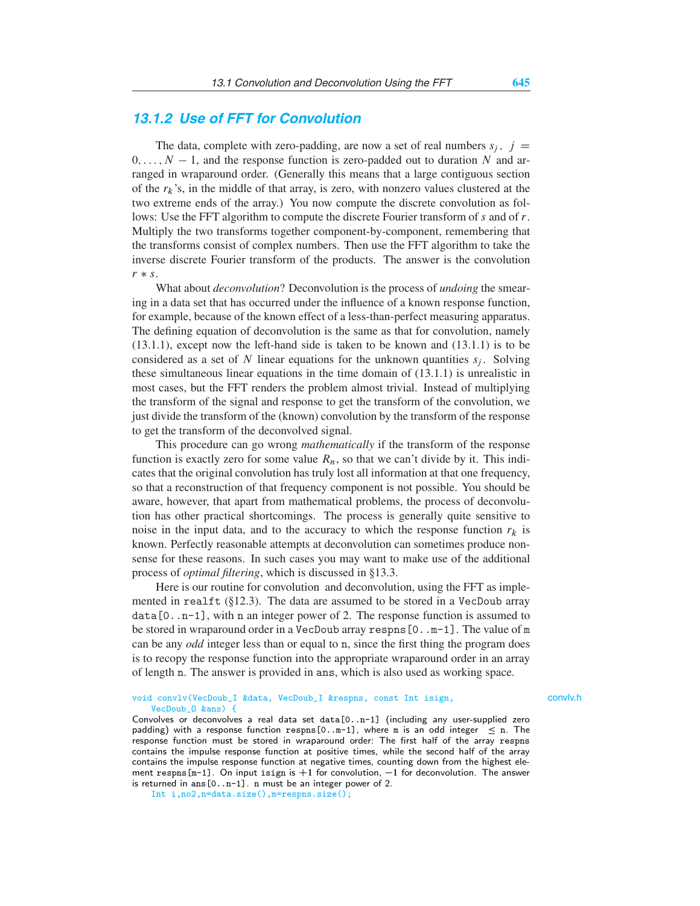### 13.1.2 Use of FFT for Convolution

The data, complete with zero-padding, are now a set of real numbers $s_j$, $j = 0, \ldots, N-1$, and the response function is zero-padded out to duration $N$ and arranged in wraparound order. (Generally this means that a large contiguous section of the $r_k$'s, in the middle of that array, is zero, with nonzero values clustered at the two extreme ends of the array.) You now compute the discrete convolution as follows: Use the FFT algorithm to compute the discrete Fourier transform of $s$ and of $r$. Multiply the two transforms together component-by-component, remembering that the transforms consist of complex numbers. Then use the FFT algorithm to take the inverse discrete Fourier transform of the products. The answer is the convolution $r * s$.

What about *deconvolution*? Deconvolution is the process of *undoing* the smearing in a data set that has occurred under the influence of a known response function, for example, because of the known effect of a less-than-perfect measuring apparatus. The defining equation of deconvolution is the same as that for convolution, namely (13.1.1), except now the left-hand side is taken to be known and (13.1.1) is to be considered as a set of $N$ linear equations for the unknown quantities $s_j$. Solving these simultaneous linear equations in the time domain of (13.1.1) is unrealistic in most cases, but the FFT renders the problem almost trivial. Instead of multiplying the transform of the signal and response to get the transform of the convolution, we just divide the transform of the (known) convolution by the transform of the response to get the transform of the deconvolved signal.

This procedure can go wrong *mathematically* if the transform of the response function is exactly zero for some value $R_n$, so that we can't divide by it. This indicates that the original convolution has truly lost all information at that one frequency, so that a reconstruction of that frequency component is not possible. You should be aware, however, that apart from mathematical problems, the process of deconvolution has other practical shortcomings. The process is generally quite sensitive to noise in the input data, and to the accuracy to which the response function $r_k$ is known. Perfectly reasonable attempts at deconvolution can sometimes produce nonsense for these reasons. In such cases you may want to make use of the additional process of *optimal filtering*, which is discussed in §13.3.

Here is our routine for convolution and deconvolution, using the FFT as implemented in `realft` (§12.3). The data are assumed to be stored in a `VecDoub` array `data[0..n-1]`, with `n` an integer power of 2. The response function is assumed to be stored in wraparound order in a `VecDoub` array `respns[0..m-1]`. The value of `m` can be any *odd* integer less than or equal to `n`, since the first thing the program does is to recopy the response function into the appropriate wraparound order in an array of length `n`. The answer is provided in `ans`, which is also used as working space.

convlv.h

```
void convlv(VecDoub_I &data, VecDoub_I &respns, const Int isign,
    VecDoub_O &ans) {
```

Convolves or deconvolves a real data set `data[0..n-1]` (including any user-supplied zero padding) with a response function `respns[0..m-1]`, where `m` is an odd integer $\leq$ `n`. The response function must be stored in wraparound order: The first half of the array `respns` contains the impulse response function at positive times, while the second half of the array contains the impulse response function at negative times, counting down from the highest element `respns[m-1]`. On input `isign` is $+1$ for convolution, $-1$ for deconvolution. The answer is returned in `ans[0..n-1]`. `n` must be an integer power of 2.

```
    Int i,no2,n=data.size(),m=respns.size();
```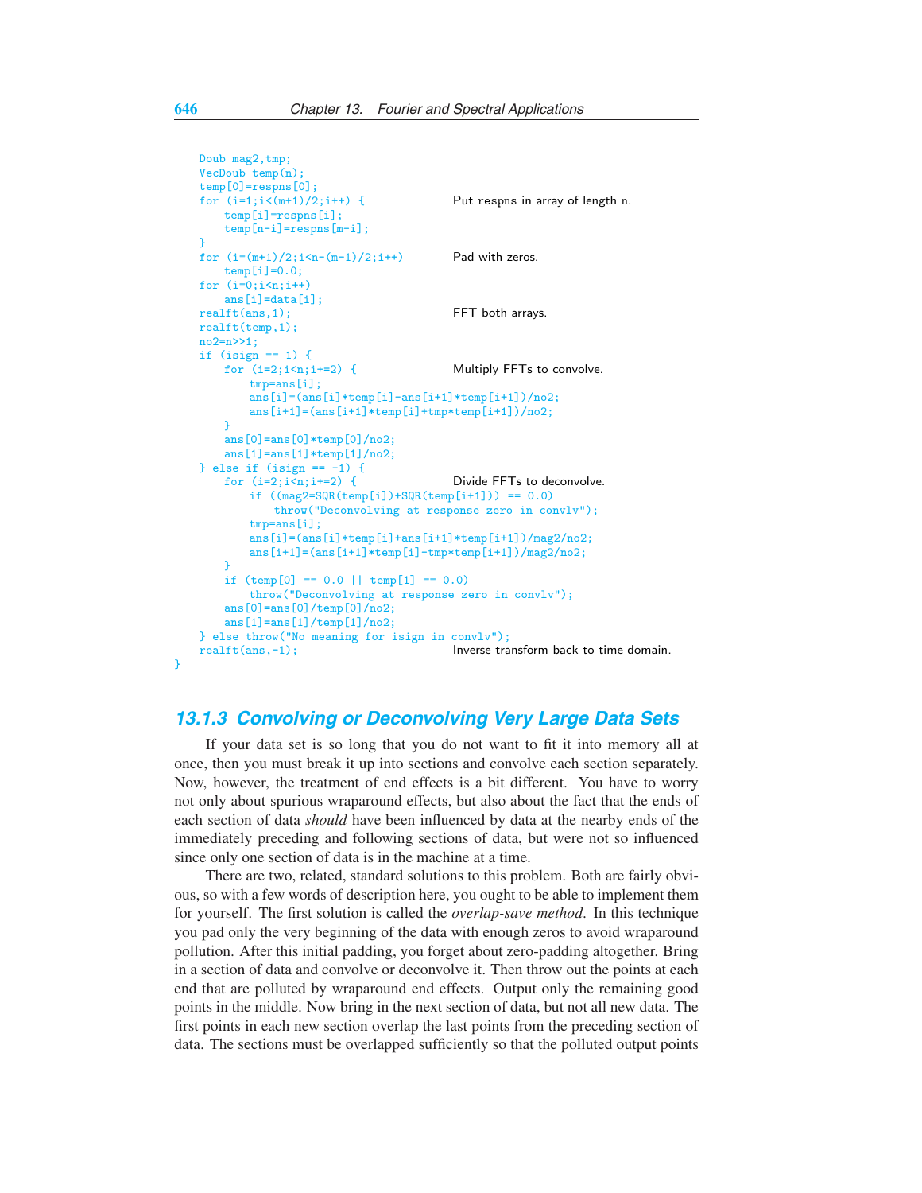```
    Doub mag2,tmp;
    VecDoub temp(n);
    temp[0]=respns[0];
    for (i=1;i<(m+1)/2;i++) {               Put respns in array of length n.
        temp[i]=respns[i];
        temp[n-i]=respns[m-i];
    }
    for (i=(m+1)/2;i<n-(m-1)/2;i++)         Pad with zeros.
        temp[i]=0.0;
    for (i=0;i<n;i++)
        ans[i]=data[i];
    realft(ans,1);                          FFT both arrays.
    realft(temp,1);
    no2=n>>1;
    if (isign == 1) {
        for (i=2;i<n;i+=2) {                Multiply FFTs to convolve.
            tmp=ans[i];
            ans[i]=(ans[i]*temp[i]-ans[i+1]*temp[i+1])/no2;
            ans[i+1]=(ans[i+1]*temp[i]+tmp*temp[i+1])/no2;
        }
        ans[0]=ans[0]*temp[0]/no2;
        ans[1]=ans[1]*temp[1]/no2;
    } else if (isign == -1) {
        for (i=2;i<n;i+=2) {                Divide FFTs to deconvolve.
            if ((mag2=SQR(temp[i])+SQR(temp[i+1])) == 0.0)
                throw("Deconvolving at response zero in convlv");
            tmp=ans[i];
            ans[i]=(ans[i]*temp[i]+ans[i+1]*temp[i+1])/mag2/no2;
            ans[i+1]=(ans[i+1]*temp[i]-tmp*temp[i+1])/mag2/no2;
        }
        if (temp[0] == 0.0 || temp[1] == 0.0)
            throw("Deconvolving at response zero in convlv");
        ans[0]=ans[0]/temp[0]/no2;
        ans[1]=ans[1]/temp[1]/no2;
    } else throw("No meaning for isign in convlv");
    realft(ans,-1);                         Inverse transform back to time domain.
}
```

### 13.1.3 Convolving or Deconvolving Very Large Data Sets

If your data set is so long that you do not want to fit it into memory all at once, then you must break it up into sections and convolve each section separately. Now, however, the treatment of end effects is a bit different. You have to worry not only about spurious wraparound effects, but also about the fact that the ends of each section of data *should* have been influenced by data at the nearby ends of the immediately preceding and following sections of data, but were not so influenced since only one section of data is in the machine at a time.

There are two, related, standard solutions to this problem. Both are fairly obvious, so with a few words of description here, you ought to be able to implement them for yourself. The first solution is called the *overlap-save method*. In this technique you pad only the very beginning of the data with enough zeros to avoid wraparound pollution. After this initial padding, you forget about zero-padding altogether. Bring in a section of data and convolve or deconvolve it. Then throw out the points at each end that are polluted by wraparound end effects. Output only the remaining good points in the middle. Now bring in the next section of data, but not all new data. The first points in each new section overlap the last points from the preceding section of data. The sections must be overlapped sufficiently so that the polluted output points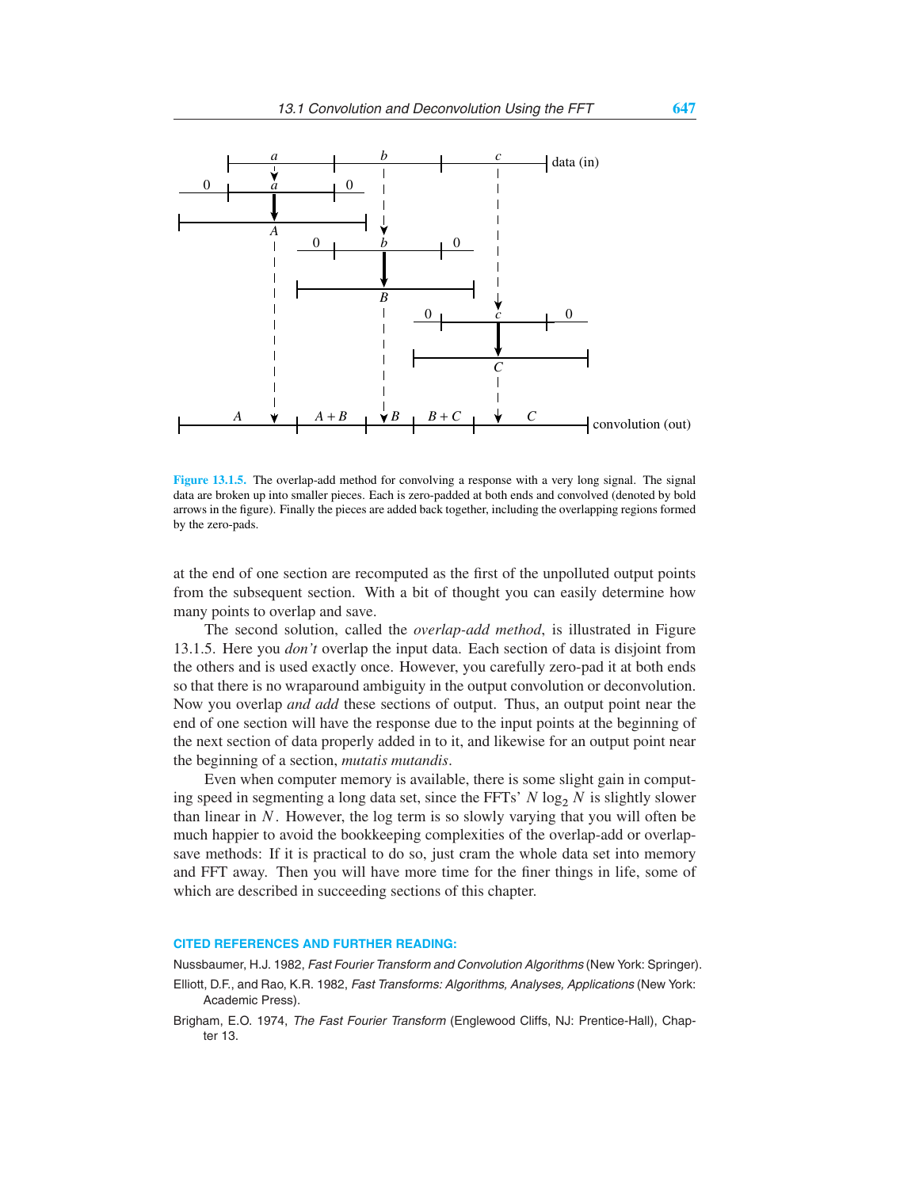a b c data (in)

0 a 0

A

0 b 0

B

0 c 0

C

A A + B B B + C C convolution (out)

**Figure 13.1.5.** The overlap-add method for convolving a response with a very long signal. The signal data are broken up into smaller pieces. Each is zero-padded at both ends and convolved (denoted by bold arrows in the figure). Finally the pieces are added back together, including the overlapping regions formed by the zero-pads.

at the end of one section are recomputed as the first of the unpolluted output points from the subsequent section. With a bit of thought you can easily determine how many points to overlap and save.

The second solution, called the *overlap-add method*, is illustrated in Figure 13.1.5. Here you *don't* overlap the input data. Each section of data is disjoint from the others and is used exactly once. However, you carefully zero-pad it at both ends so that there is no wraparound ambiguity in the output convolution or deconvolution. Now you overlap *and add* these sections of output. Thus, an output point near the end of one section will have the response due to the input points at the beginning of the next section of data properly added in to it, and likewise for an output point near the beginning of a section, *mutatis mutandis*.

Even when computer memory is available, there is some slight gain in computing speed in segmenting a long data set, since the FFTs' $N \log_2 N$ is slightly slower than linear in $N$. However, the log term is so slowly varying that you will often be much happier to avoid the bookkeeping complexities of the overlap-add or overlap-save methods: If it is practical to do so, just cram the whole data set into memory and FFT away. Then you will have more time for the finer things in life, some of which are described in succeeding sections of this chapter.

**CITED REFERENCES AND FURTHER READING:**

Nussbaumer, H.J. 1982, *Fast Fourier Transform and Convolution Algorithms* (New York: Springer).

Elliott, D.F., and Rao, K.R. 1982, *Fast Transforms: Algorithms, Analyses, Applications* (New York: Academic Press).

Brigham, E.O. 1974, *The Fast Fourier Transform* (Englewood Cliffs, NJ: Prentice-Hall), Chapter 13.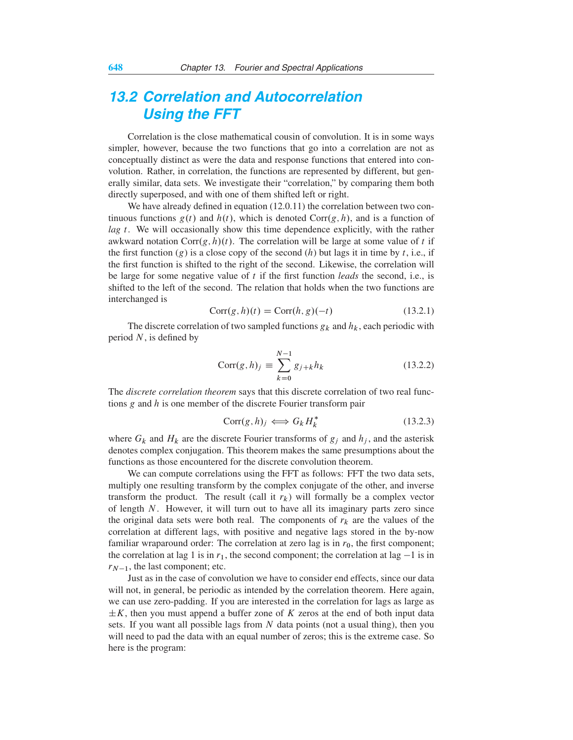## 13.2 Correlation and Autocorrelation Using the FFT

Correlation is the close mathematical cousin of convolution. It is in some ways simpler, however, because the two functions that go into a correlation are not as conceptually distinct as were the data and response functions that entered into convolution. Rather, in correlation, the functions are represented by different, but generally similar, data sets. We investigate their "correlation," by comparing them both directly superposed, and with one of them shifted left or right.

We have already defined in equation (12.0.11) the correlation between two continuous functions $g(t)$ and $h(t)$, which is denoted $\text{Corr}(g, h)$, and is a function of *lag* $t$. We will occasionally show this time dependence explicitly, with the rather awkward notation $\text{Corr}(g, h)(t)$. The correlation will be large at some value of $t$ if the first function ($g$) is a close copy of the second ($h$) but lags it in time by $t$, i.e., if the first function is shifted to the right of the second. Likewise, the correlation will be large for some negative value of $t$ if the first function *leads* the second, i.e., is shifted to the left of the second. The relation that holds when the two functions are interchanged is

$$\text{Corr}(g, h)(t) = \text{Corr}(h, g)(-t) \tag{13.2.1}$$

The discrete correlation of two sampled functions $g_k$ and $h_k$, each periodic with period $N$, is defined by

$$\text{Corr}(g, h)_j \equiv \sum_{k=0}^{N-1} g_{j+k} h_k \tag{13.2.2}$$

The *discrete correlation theorem* says that this discrete correlation of two real functions $g$ and $h$ is one member of the discrete Fourier transform pair

$$\text{Corr}(g, h)_j \iff G_k H_k^* \tag{13.2.3}$$

where $G_k$ and $H_k$ are the discrete Fourier transforms of $g_j$ and $h_j$, and the asterisk denotes complex conjugation. This theorem makes the same presumptions about the functions as those encountered for the discrete convolution theorem.

We can compute correlations using the FFT as follows: FFT the two data sets, multiply one resulting transform by the complex conjugate of the other, and inverse transform the product. The result (call it $r_k$) will formally be a complex vector of length $N$. However, it will turn out to have all its imaginary parts zero since the original data sets were both real. The components of $r_k$ are the values of the correlation at different lags, with positive and negative lags stored in the by-now familiar wraparound order: The correlation at zero lag is in $r_0$, the first component; the correlation at lag 1 is in $r_1$, the second component; the correlation at lag $-1$ is in $r_{N-1}$, the last component; etc.

Just as in the case of convolution we have to consider end effects, since our data will not, in general, be periodic as intended by the correlation theorem. Here again, we can use zero-padding. If you are interested in the correlation for lags as large as $\pm K$, then you must append a buffer zone of $K$ zeros at the end of both input data sets. If you want all possible lags from $N$ data points (not a usual thing), then you will need to pad the data with an equal number of zeros; this is the extreme case. So here is the program: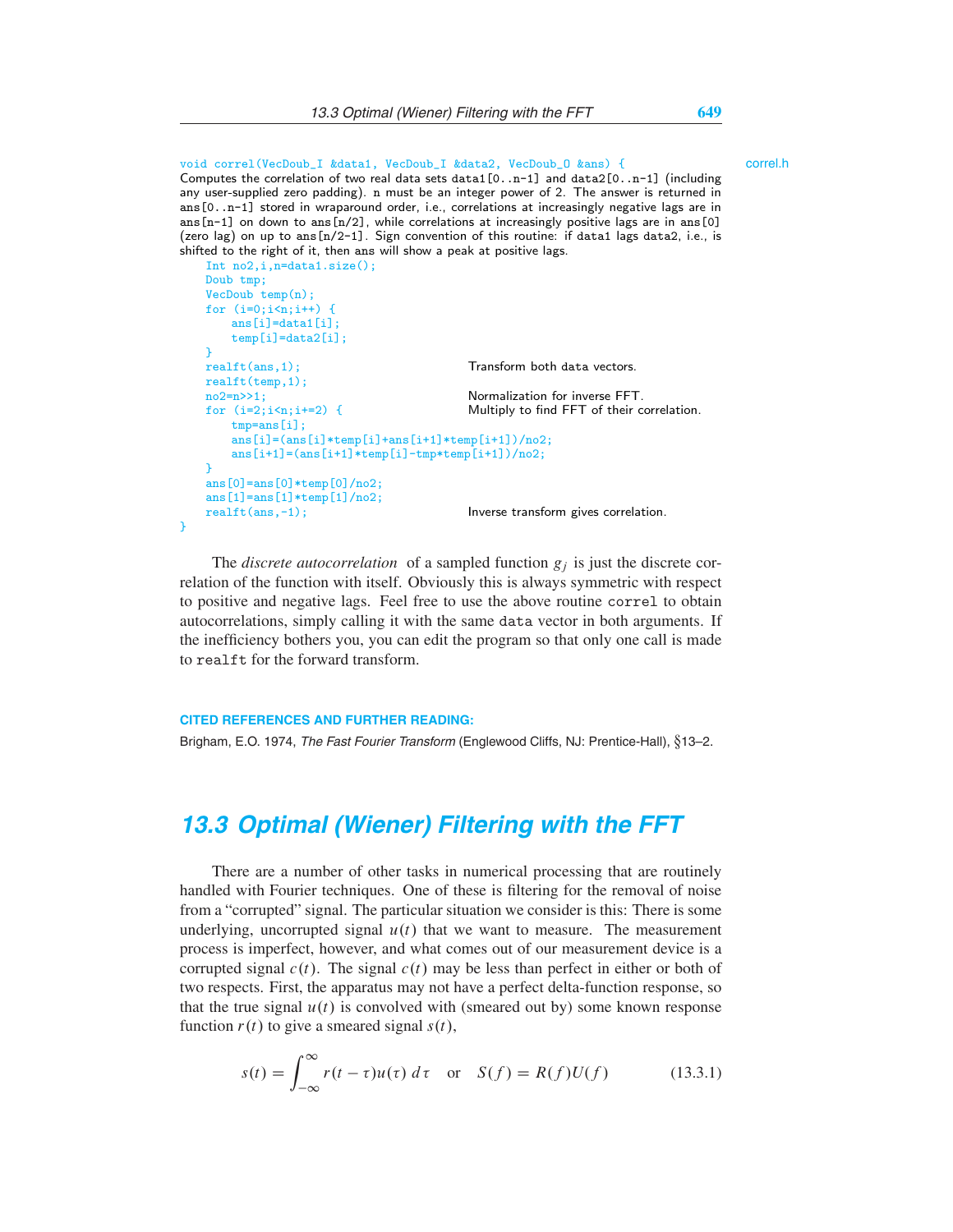```
void correl(VecDoub_I &data1, VecDoub_I &data2, VecDoub_O &ans) {
```
correl.h

Computes the correlation of two real data sets `data1[0..n-1]` and `data2[0..n-1]` (including any user-supplied zero padding). `n` must be an integer power of 2. The answer is returned in `ans[0..n-1]` stored in wraparound order, i.e., correlations at increasingly negative lags are in `ans[n-1]` on down to `ans[n/2]`, while correlations at increasingly positive lags are in `ans[0]` (zero lag) on up to `ans[n/2-1]`. Sign convention of this routine: if `data1` lags `data2`, i.e., is shifted to the right of it, then `ans` will show a peak at positive lags.

```
    Int no2,i,n=data1.size();
    Doub tmp;
    VecDoub temp(n);
    for (i=0;i<n;i++) {
        ans[i]=data1[i];
        temp[i]=data2[i];
    }
    realft(ans,1);                          Transform both data vectors.
    realft(temp,1);
    no2=n>>1;                               Normalization for inverse FFT.
    for (i=2;i<n;i+=2) {                    Multiply to find FFT of their correlation.
        tmp=ans[i];
        ans[i]=(ans[i]*temp[i]+ans[i+1]*temp[i+1])/no2;
        ans[i+1]=(ans[i+1]*temp[i]-tmp*temp[i+1])/no2;
    }
    ans[0]=ans[0]*temp[0]/no2;
    ans[1]=ans[1]*temp[1]/no2;
    realft(ans,-1);                         Inverse transform gives correlation.
}
```

The *discrete autocorrelation* of a sampled function $g_j$ is just the discrete correlation of the function with itself. Obviously this is always symmetric with respect to positive and negative lags. Feel free to use the above routine `correl` to obtain autocorrelations, simply calling it with the same `data` vector in both arguments. If the inefficiency bothers you, you can edit the program so that only one call is made to `realft` for the forward transform.

#### CITED REFERENCES AND FURTHER READING:

Brigham, E.O. 1974, *The Fast Fourier Transform* (Englewood Cliffs, NJ: Prentice-Hall), §13–2.

## 13.3 Optimal (Wiener) Filtering with the FFT

There are a number of other tasks in numerical processing that are routinely handled with Fourier techniques. One of these is filtering for the removal of noise from a "corrupted" signal. The particular situation we consider is this: There is some underlying, uncorrupted signal $u(t)$ that we want to measure. The measurement process is imperfect, however, and what comes out of our measurement device is a corrupted signal $c(t)$. The signal $c(t)$ may be less than perfect in either or both of two respects. First, the apparatus may not have a perfect delta-function response, so that the true signal $u(t)$ is convolved with (smeared out by) some known response function $r(t)$ to give a smeared signal $s(t)$,

$$s(t) = \int_{-\infty}^{\infty} r(t-\tau)u(\tau)\,d\tau \quad \text{or} \quad S(f) = R(f)U(f) \tag{13.3.1}$$